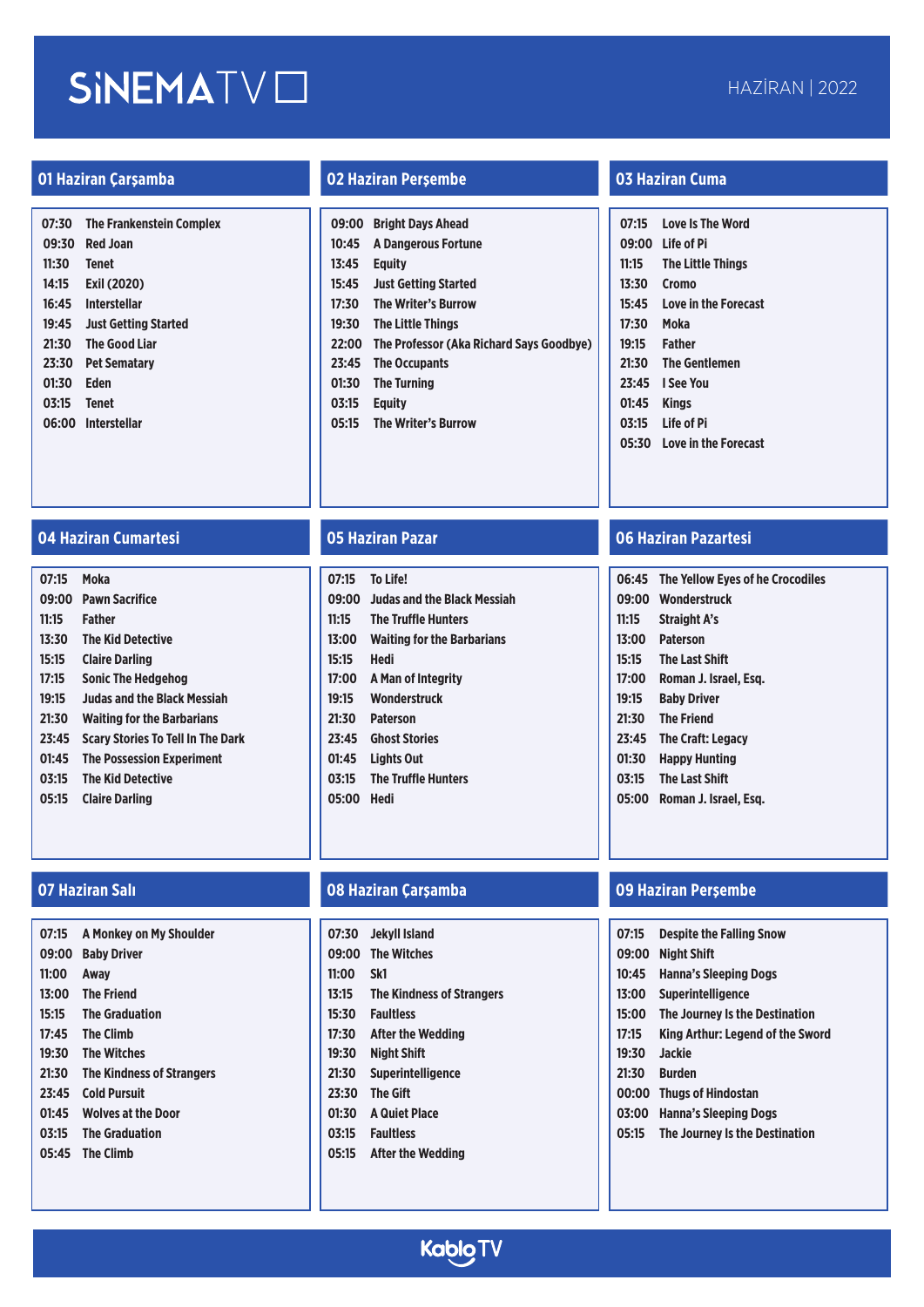# SİNEMATV

HAZİRAN | 2022

## 01 Haziran Çarşamba

| | |
|---|---|
| 07:30 | The Frankenstein Complex |
| 09:30 | Red Joan |
| 11:30 | Tenet |
| 14:15 | Exil (2020) |
| 16:45 | Interstellar |
| 19:45 | Just Getting Started |
| 21:30 | The Good Liar |
| 23:30 | Pet Sematary |
| 01:30 | Eden |
| 03:15 | Tenet |
| 06:00 | Interstellar |

## 02 Haziran Perşembe

| | |
|---|---|
| 09:00 | Bright Days Ahead |
| 10:45 | A Dangerous Fortune |
| 13:45 | Equity |
| 15:45 | Just Getting Started |
| 17:30 | The Writer's Burrow |
| 19:30 | The Little Things |
| 22:00 | The Professor (Aka Richard Says Goodbye) |
| 23:45 | The Occupants |
| 01:30 | The Turning |
| 03:15 | Equity |
| 05:15 | The Writer's Burrow |

## 03 Haziran Cuma

| | |
|---|---|
| 07:15 | Love Is The Word |
| 09:00 | Life of Pi |
| 11:15 | The Little Things |
| 13:30 | Cromo |
| 15:45 | Love in the Forecast |
| 17:30 | Moka |
| 19:15 | Father |
| 21:30 | The Gentlemen |
| 23:45 | I See You |
| 01:45 | Kings |
| 03:15 | Life of Pi |
| 05:30 | Love in the Forecast |

## 04 Haziran Cumartesi

| | |
|---|---|
| 07:15 | Moka |
| 09:00 | Pawn Sacrifice |
| 11:15 | Father |
| 13:30 | The Kid Detective |
| 15:15 | Claire Darling |
| 17:15 | Sonic The Hedgehog |
| 19:15 | Judas and the Black Messiah |
| 21:30 | Waiting for the Barbarians |
| 23:45 | Scary Stories To Tell In The Dark |
| 01:45 | The Possession Experiment |
| 03:15 | The Kid Detective |
| 05:15 | Claire Darling |

## 05 Haziran Pazar

| | |
|---|---|
| 07:15 | To Life! |
| 09:00 | Judas and the Black Messiah |
| 11:15 | The Truffle Hunters |
| 13:00 | Waiting for the Barbarians |
| 15:15 | Hedi |
| 17:00 | A Man of Integrity |
| 19:15 | Wonderstruck |
| 21:30 | Paterson |
| 23:45 | Ghost Stories |
| 01:45 | Lights Out |
| 03:15 | The Truffle Hunters |
| 05:00 | Hedi |

## 06 Haziran Pazartesi

| | |
|---|---|
| 06:45 | The Yellow Eyes of he Crocodiles |
| 09:00 | Wonderstruck |
| 11:15 | Straight A's |
| 13:00 | Paterson |
| 15:15 | The Last Shift |
| 17:00 | Roman J. Israel, Esq. |
| 19:15 | Baby Driver |
| 21:30 | The Friend |
| 23:45 | The Craft: Legacy |
| 01:30 | Happy Hunting |
| 03:15 | The Last Shift |
| 05:00 | Roman J. Israel, Esq. |

## 07 Haziran Salı

| | |
|---|---|
| 07:15 | A Monkey on My Shoulder |
| 09:00 | Baby Driver |
| 11:00 | Away |
| 13:00 | The Friend |
| 15:15 | The Graduation |
| 17:45 | The Climb |
| 19:30 | The Witches |
| 21:30 | The Kindness of Strangers |
| 23:45 | Cold Pursuit |
| 01:45 | Wolves at the Door |
| 03:15 | The Graduation |
| 05:45 | The Climb |

## 08 Haziran Çarşamba

| | |
|---|---|
| 07:30 | Jekyll Island |
| 09:00 | The Witches |
| 11:00 | Sk1 |
| 13:15 | The Kindness of Strangers |
| 15:30 | Faultless |
| 17:30 | After the Wedding |
| 19:30 | Night Shift |
| 21:30 | Superintelligence |
| 23:30 | The Gift |
| 01:30 | A Quiet Place |
| 03:15 | Faultless |
| 05:15 | After the Wedding |

## 09 Haziran Perşembe

| | |
|---|---|
| 07:15 | Despite the Falling Snow |
| 09:00 | Night Shift |
| 10:45 | Hanna's Sleeping Dogs |
| 13:00 | Superintelligence |
| 15:00 | The Journey Is the Destination |
| 17:15 | King Arthur: Legend of the Sword |
| 19:30 | Jackie |
| 21:30 | Burden |
| 00:00 | Thugs of Hindostan |
| 03:00 | Hanna's Sleeping Dogs |
| 05:15 | The Journey Is the Destination |

Kablo TV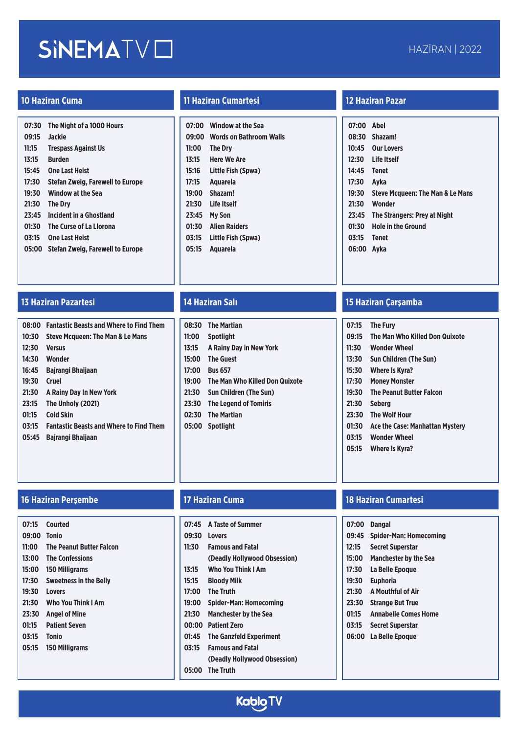# SİNEMATV

HAZİRAN | 2022

## 10 Haziran Cuma

| | |
|---|---|
| 07:30 | The Night of a 1000 Hours |
| 09:15 | Jackie |
| 11:15 | Trespass Against Us |
| 13:15 | Burden |
| 15:45 | One Last Heist |
| 17:30 | Stefan Zweig, Farewell to Europe |
| 19:30 | Window at the Sea |
| 21:30 | The Dry |
| 23:45 | Incident in a Ghostland |
| 01:30 | The Curse of La Llorona |
| 03:15 | One Last Heist |
| 05:00 | Stefan Zweig, Farewell to Europe |

## 11 Haziran Cumartesi

| | |
|---|---|
| 07:00 | Window at the Sea |
| 09:00 | Words on Bathroom Walls |
| 11:00 | The Dry |
| 13:15 | Here We Are |
| 15:16 | Little Fish (Spwa) |
| 17:15 | Aquarela |
| 19:00 | Shazam! |
| 21:30 | Life Itself |
| 23:45 | My Son |
| 01:30 | Alien Raiders |
| 03:15 | Little Fish (Spwa) |
| 05:15 | Aquarela |

## 12 Haziran Pazar

| | |
|---|---|
| 07:00 | Abel |
| 08:30 | Shazam! |
| 10:45 | Our Lovers |
| 12:30 | Life Itself |
| 14:45 | Tenet |
| 17:30 | Ayka |
| 19:30 | Steve Mcqueen: The Man & Le Mans |
| 21:30 | Wonder |
| 23:45 | The Strangers: Prey at Night |
| 01:30 | Hole in the Ground |
| 03:15 | Tenet |
| 06:00 | Ayka |

## 13 Haziran Pazartesi

| | |
|---|---|
| 08:00 | Fantastic Beasts and Where to Find Them |
| 10:30 | Steve Mcqueen: The Man & Le Mans |
| 12:30 | Versus |
| 14:30 | Wonder |
| 16:45 | Bajrangi Bhaijaan |
| 19:30 | Cruel |
| 21:30 | A Rainy Day In New York |
| 23:15 | The Unholy (2021) |
| 01:15 | Cold Skin |
| 03:15 | Fantastic Beasts and Where to Find Them |
| 05:45 | Bajrangi Bhaijaan |

## 14 Haziran Salı

| | |
|---|---|
| 08:30 | The Martian |
| 11:00 | Spotlight |
| 13:15 | A Rainy Day in New York |
| 15:00 | The Guest |
| 17:00 | Bus 657 |
| 19:00 | The Man Who Killed Don Quixote |
| 21:30 | Sun Children (The Sun) |
| 23:30 | The Legend of Tomiris |
| 02:30 | The Martian |
| 05:00 | Spotlight |

## 15 Haziran Çarşamba

| | |
|---|---|
| 07:15 | The Fury |
| 09:15 | The Man Who Killed Don Quixote |
| 11:30 | Wonder Wheel |
| 13:30 | Sun Children (The Sun) |
| 15:30 | Where Is Kyra? |
| 17:30 | Money Monster |
| 19:30 | The Peanut Butter Falcon |
| 21:30 | Seberg |
| 23:30 | The Wolf Hour |
| 01:30 | Ace the Case: Manhattan Mystery |
| 03:15 | Wonder Wheel |
| 05:15 | Where Is Kyra? |

## 16 Haziran Perşembe

| | |
|---|---|
| 07:15 | Courted |
| 09:00 | Tonio |
| 11:00 | The Peanut Butter Falcon |
| 13:00 | The Confessions |
| 15:00 | 150 Milligrams |
| 17:30 | Sweetness in the Belly |
| 19:30 | Lovers |
| 21:30 | Who You Think I Am |
| 23:30 | Angel of Mine |
| 01:15 | Patient Seven |
| 03:15 | Tonio |
| 05:15 | 150 Milligrams |

## 17 Haziran Cuma

| | |
|---|---|
| 07:45 | A Taste of Summer |
| 09:30 | Lovers |
| 11:30 | Famous and Fatal (Deadly Hollywood Obsession) |
| 13:15 | Who You Think I Am |
| 15:15 | Bloody Milk |
| 17:00 | The Truth |
| 19:00 | Spider-Man: Homecoming |
| 21:30 | Manchester by the Sea |
| 00:00 | Patient Zero |
| 01:45 | The Ganzfeld Experiment |
| 03:15 | Famous and Fatal (Deadly Hollywood Obsession) |
| 05:00 | The Truth |

## 18 Haziran Cumartesi

| | |
|---|---|
| 07:00 | Dangal |
| 09:45 | Spider-Man: Homecoming |
| 12:15 | Secret Superstar |
| 15:00 | Manchester by the Sea |
| 17:30 | La Belle Epoque |
| 19:30 | Euphoria |
| 21:30 | A Mouthful of Air |
| 23:30 | Strange But True |
| 01:15 | Annabelle Comes Home |
| 03:15 | Secret Superstar |
| 06:00 | La Belle Epoque |

KabloTV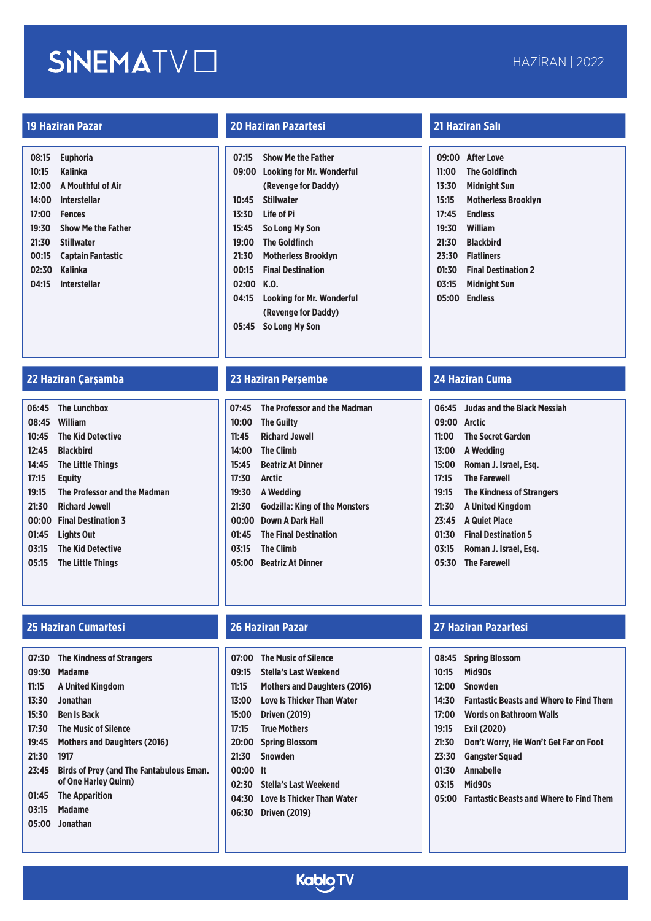# SİNEMATV

HAZİRAN | 2022

## 19 Haziran Pazar

- 08:15 Euphoria
- 10:15 Kalinka
- 12:00 A Mouthful of Air
- 14:00 Interstellar
- 17:00 Fences
- 19:30 Show Me the Father
- 21:30 Stillwater
- 00:15 Captain Fantastic
- 02:30 Kalinka
- 04:15 Interstellar

## 20 Haziran Pazartesi

- 07:15 Show Me the Father
- 09:00 Looking for Mr. Wonderful (Revenge for Daddy)
- 10:45 Stillwater
- 13:30 Life of Pi
- 15:45 So Long My Son
- 19:00 The Goldfinch
- 21:30 Motherless Brooklyn
- 00:15 Final Destination
- 02:00 K.O.
- 04:15 Looking for Mr. Wonderful (Revenge for Daddy)
- 05:45 So Long My Son

## 21 Haziran Salı

- 09:00 After Love
- 11:00 The Goldfinch
- 13:30 Midnight Sun
- 15:15 Motherless Brooklyn
- 17:45 Endless
- 19:30 William
- 21:30 Blackbird
- 23:30 Flatliners
- 01:30 Final Destination 2
- 03:15 Midnight Sun
- 05:00 Endless

## 22 Haziran Çarşamba

- 06:45 The Lunchbox
- 08:45 William
- 10:45 The Kid Detective
- 12:45 Blackbird
- 14:45 The Little Things
- 17:15 Equity
- 19:15 The Professor and the Madman
- 21:30 Richard Jewell
- 00:00 Final Destination 3
- 01:45 Lights Out
- 03:15 The Kid Detective
- 05:15 The Little Things

## 23 Haziran Perşembe

- 07:45 The Professor and the Madman
- 10:00 The Guilty
- 11:45 Richard Jewell
- 14:00 The Climb
- 15:45 Beatriz At Dinner
- 17:30 Arctic
- 19:30 A Wedding
- 21:30 Godzilla: King of the Monsters
- 00:00 Down A Dark Hall
- 01:45 The Final Destination
- 03:15 The Climb
- 05:00 Beatriz At Dinner

## 24 Haziran Cuma

- 06:45 Judas and the Black Messiah
- 09:00 Arctic
- 11:00 The Secret Garden
- 13:00 A Wedding
- 15:00 Roman J. Israel, Esq.
- 17:15 The Farewell
- 19:15 The Kindness of Strangers
- 21:30 A United Kingdom
- 23:45 A Quiet Place
- 01:30 Final Destination 5
- 03:15 Roman J. Israel, Esq.
- 05:30 The Farewell

## 25 Haziran Cumartesi

- 07:30 The Kindness of Strangers
- 09:30 Madame
- 11:15 A United Kingdom
- 13:30 Jonathan
- 15:30 Ben Is Back
- 17:30 The Music of Silence
- 19:45 Mothers and Daughters (2016)
- 21:30 1917
- 23:45 Birds of Prey (and The Fantabulous Eman. of One Harley Quinn)
- 01:45 The Apparition
- 03:15 Madame
- 05:00 Jonathan

## 26 Haziran Pazar

- 07:00 The Music of Silence
- 09:15 Stella's Last Weekend
- 11:15 Mothers and Daughters (2016)
- 13:00 Love Is Thicker Than Water
- 15:00 Driven (2019)
- 17:15 True Mothers
- 20:00 Spring Blossom
- 21:30 Snowden
- 00:00 It
- 02:30 Stella's Last Weekend
- 04:30 Love Is Thicker Than Water
- 06:30 Driven (2019)

## 27 Haziran Pazartesi

- 08:45 Spring Blossom
- 10:15 Mid90s
- 12:00 Snowden
- 14:30 Fantastic Beasts and Where to Find Them
- 17:00 Words on Bathroom Walls
- 19:15 Exil (2020)
- 21:30 Don't Worry, He Won't Get Far on Foot
- 23:30 Gangster Squad
- 01:30 Annabelle
- 03:15 Mid90s
- 05:00 Fantastic Beasts and Where to Find Them

KabloTV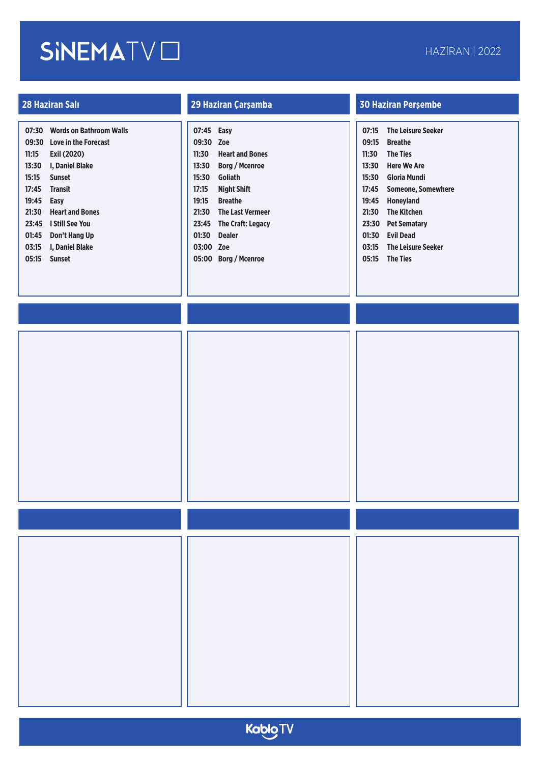# SİNEMATV

HAZİRAN | 2022

## 28 Haziran Salı

| | |
|---|---|
| 07:30 | Words on Bathroom Walls |
| 09:30 | Love in the Forecast |
| 11:15 | Exil (2020) |
| 13:30 | I, Daniel Blake |
| 15:15 | Sunset |
| 17:45 | Transit |
| 19:45 | Easy |
| 21:30 | Heart and Bones |
| 23:45 | I Still See You |
| 01:45 | Don't Hang Up |
| 03:15 | I, Daniel Blake |
| 05:15 | Sunset |

## 29 Haziran Çarşamba

| | |
|---|---|
| 07:45 | Easy |
| 09:30 | Zoe |
| 11:30 | Heart and Bones |
| 13:30 | Borg / Mcenroe |
| 15:30 | Goliath |
| 17:15 | Night Shift |
| 19:15 | Breathe |
| 21:30 | The Last Vermeer |
| 23:45 | The Craft: Legacy |
| 01:30 | Dealer |
| 03:00 | Zoe |
| 05:00 | Borg / Mcenroe |

## 30 Haziran Perşembe

| | |
|---|---|
| 07:15 | The Leisure Seeker |
| 09:15 | Breathe |
| 11:30 | The Ties |
| 13:30 | Here We Are |
| 15:30 | Gloria Mundi |
| 17:45 | Someone, Somewhere |
| 19:45 | Honeyland |
| 21:30 | The Kitchen |
| 23:30 | Pet Sematary |
| 01:30 | Evil Dead |
| 03:15 | The Leisure Seeker |
| 05:15 | The Ties |

KabloTV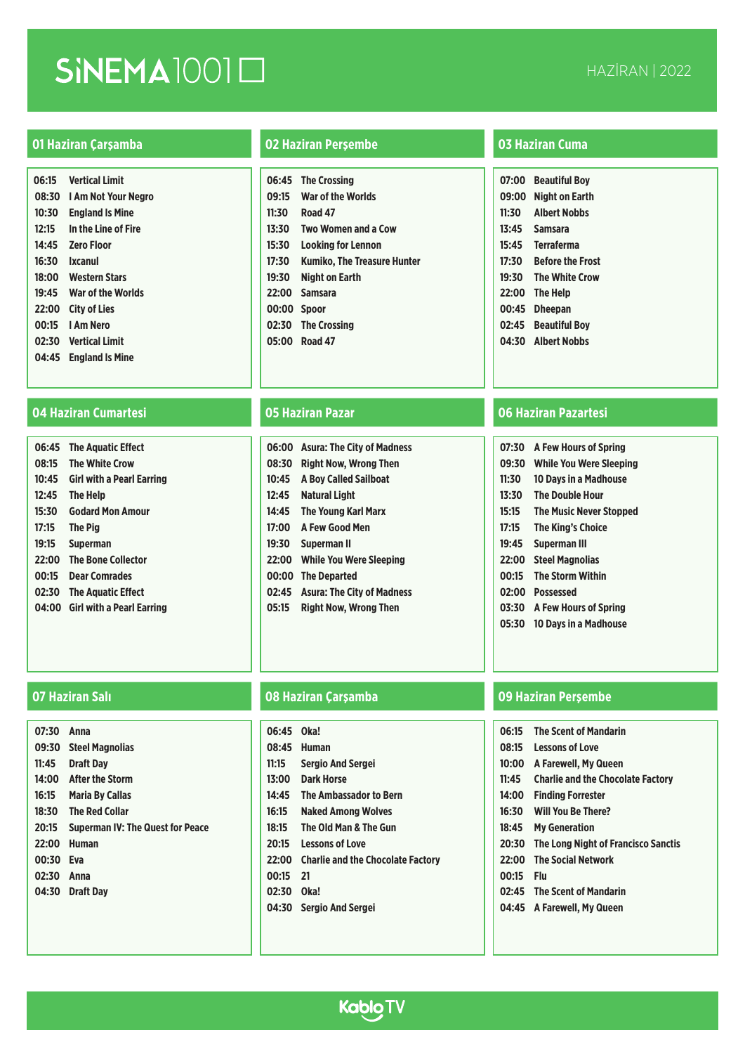# SİNEMA1001

HAZİRAN | 2022

## 01 Haziran Çarşamba

| | |
|---|---|
| 06:15 | Vertical Limit |
| 08:30 | I Am Not Your Negro |
| 10:30 | England Is Mine |
| 12:15 | In the Line of Fire |
| 14:45 | Zero Floor |
| 16:30 | Ixcanul |
| 18:00 | Western Stars |
| 19:45 | War of the Worlds |
| 22:00 | City of Lies |
| 00:15 | I Am Nero |
| 02:30 | Vertical Limit |
| 04:45 | England Is Mine |

## 02 Haziran Perşembe

| | |
|---|---|
| 06:45 | The Crossing |
| 09:15 | War of the Worlds |
| 11:30 | Road 47 |
| 13:30 | Two Women and a Cow |
| 15:30 | Looking for Lennon |
| 17:30 | Kumiko, The Treasure Hunter |
| 19:30 | Night on Earth |
| 22:00 | Samsara |
| 00:00 | Spoor |
| 02:30 | The Crossing |
| 05:00 | Road 47 |

## 03 Haziran Cuma

| | |
|---|---|
| 07:00 | Beautiful Boy |
| 09:00 | Night on Earth |
| 11:30 | Albert Nobbs |
| 13:45 | Samsara |
| 15:45 | Terraferma |
| 17:30 | Before the Frost |
| 19:30 | The White Crow |
| 22:00 | The Help |
| 00:45 | Dheepan |
| 02:45 | Beautiful Boy |
| 04:30 | Albert Nobbs |

## 04 Haziran Cumartesi

| | |
|---|---|
| 06:45 | The Aquatic Effect |
| 08:15 | The White Crow |
| 10:45 | Girl with a Pearl Earring |
| 12:45 | The Help |
| 15:30 | Godard Mon Amour |
| 17:15 | The Pig |
| 19:15 | Superman |
| 22:00 | The Bone Collector |
| 00:15 | Dear Comrades |
| 02:30 | The Aquatic Effect |
| 04:00 | Girl with a Pearl Earring |

## 05 Haziran Pazar

| | |
|---|---|
| 06:00 | Asura: The City of Madness |
| 08:30 | Right Now, Wrong Then |
| 10:45 | A Boy Called Sailboat |
| 12:45 | Natural Light |
| 14:45 | The Young Karl Marx |
| 17:00 | A Few Good Men |
| 19:30 | Superman II |
| 22:00 | While You Were Sleeping |
| 00:00 | The Departed |
| 02:45 | Asura: The City of Madness |
| 05:15 | Right Now, Wrong Then |

## 06 Haziran Pazartesi

| | |
|---|---|
| 07:30 | A Few Hours of Spring |
| 09:30 | While You Were Sleeping |
| 11:30 | 10 Days in a Madhouse |
| 13:30 | The Double Hour |
| 15:15 | The Music Never Stopped |
| 17:15 | The King's Choice |
| 19:45 | Superman III |
| 22:00 | Steel Magnolias |
| 00:15 | The Storm Within |
| 02:00 | Possessed |
| 03:30 | A Few Hours of Spring |
| 05:30 | 10 Days in a Madhouse |

## 07 Haziran Salı

| | |
|---|---|
| 07:30 | Anna |
| 09:30 | Steel Magnolias |
| 11:45 | Draft Day |
| 14:00 | After the Storm |
| 16:15 | Maria By Callas |
| 18:30 | The Red Collar |
| 20:15 | Superman IV: The Quest for Peace |
| 22:00 | Human |
| 00:30 | Eva |
| 02:30 | Anna |
| 04:30 | Draft Day |

## 08 Haziran Çarşamba

| | |
|---|---|
| 06:45 | Oka! |
| 08:45 | Human |
| 11:15 | Sergio And Sergei |
| 13:00 | Dark Horse |
| 14:45 | The Ambassador to Bern |
| 16:15 | Naked Among Wolves |
| 18:15 | The Old Man & The Gun |
| 20:15 | Lessons of Love |
| 22:00 | Charlie and the Chocolate Factory |
| 00:15 | 21 |
| 02:30 | Oka! |
| 04:30 | Sergio And Sergei |

## 09 Haziran Perşembe

| | |
|---|---|
| 06:15 | The Scent of Mandarin |
| 08:15 | Lessons of Love |
| 10:00 | A Farewell, My Queen |
| 11:45 | Charlie and the Chocolate Factory |
| 14:00 | Finding Forrester |
| 16:30 | Will You Be There? |
| 18:45 | My Generation |
| 20:30 | The Long Night of Francisco Sanctis |
| 22:00 | The Social Network |
| 00:15 | Flu |
| 02:45 | The Scent of Mandarin |
| 04:45 | A Farewell, My Queen |

KabloTV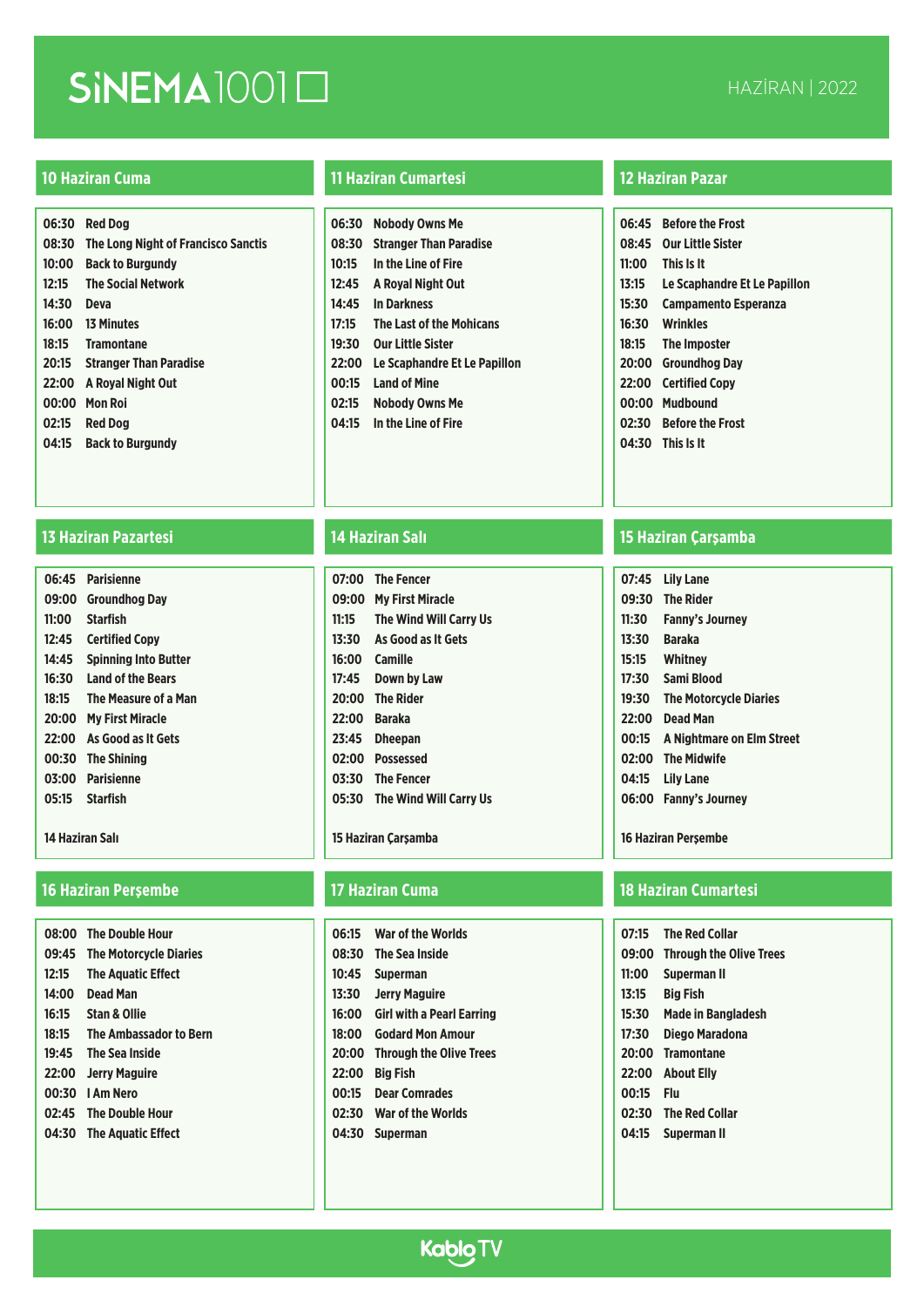# SİNEMA1001

HAZİRAN | 2022

## 10 Haziran Cuma

- 06:30 Red Dog
- 08:30 The Long Night of Francisco Sanctis
- 10:00 Back to Burgundy
- 12:15 The Social Network
- 14:30 Deva
- 16:00 13 Minutes
- 18:15 Tramontane
- 20:15 Stranger Than Paradise
- 22:00 A Royal Night Out
- 00:00 Mon Roi
- 02:15 Red Dog
- 04:15 Back to Burgundy

## 11 Haziran Cumartesi

- 06:30 Nobody Owns Me
- 08:30 Stranger Than Paradise
- 10:15 In the Line of Fire
- 12:45 A Royal Night Out
- 14:45 In Darkness
- 17:15 The Last of the Mohicans
- 19:30 Our Little Sister
- 22:00 Le Scaphandre Et Le Papillon
- 00:15 Land of Mine
- 02:15 Nobody Owns Me
- 04:15 In the Line of Fire

## 12 Haziran Pazar

- 06:45 Before the Frost
- 08:45 Our Little Sister
- 11:00 This Is It
- 13:15 Le Scaphandre Et Le Papillon
- 15:30 Campamento Esperanza
- 16:30 Wrinkles
- 18:15 The Imposter
- 20:00 Groundhog Day
- 22:00 Certified Copy
- 00:00 Mudbound
- 02:30 Before the Frost
- 04:30 This Is It

## 13 Haziran Pazartesi

- 06:45 Parisienne
- 09:00 Groundhog Day
- 11:00 Starfish
- 12:45 Certified Copy
- 14:45 Spinning Into Butter
- 16:30 Land of the Bears
- 18:15 The Measure of a Man
- 20:00 My First Miracle
- 22:00 As Good as It Gets
- 00:30 The Shining

**14 Haziran Salı**

- 03:00 Parisienne
- 05:15 Starfish

## 14 Haziran Salı

- 07:00 The Fencer
- 09:00 My First Miracle
- 11:15 The Wind Will Carry Us
- 13:30 As Good as It Gets
- 16:00 Camille
- 17:45 Down by Law
- 20:00 The Rider
- 22:00 Baraka
- 23:45 Dheepan

**15 Haziran Çarşamba**

- 02:00 Possessed
- 03:30 The Fencer
- 05:30 The Wind Will Carry Us

## 15 Haziran Çarşamba

- 07:45 Lily Lane
- 09:30 The Rider
- 11:30 Fanny's Journey
- 13:30 Baraka
- 15:15 Whitney
- 17:30 Sami Blood
- 19:30 The Motorcycle Diaries
- 22:00 Dead Man

**16 Haziran Perşembe**

- 00:15 A Nightmare on Elm Street
- 02:00 The Midwife
- 04:15 Lily Lane
- 06:00 Fanny's Journey

## 16 Haziran Perşembe

- 08:00 The Double Hour
- 09:45 The Motorcycle Diaries
- 12:15 The Aquatic Effect
- 14:00 Dead Man
- 16:15 Stan & Ollie
- 18:15 The Ambassador to Bern
- 19:45 The Sea Inside
- 22:00 Jerry Maguire
- 00:30 I Am Nero
- 02:45 The Double Hour
- 04:30 The Aquatic Effect

## 17 Haziran Cuma

- 06:15 War of the Worlds
- 08:30 The Sea Inside
- 10:45 Superman
- 13:30 Jerry Maguire
- 16:00 Girl with a Pearl Earring
- 18:00 Godard Mon Amour
- 20:00 Through the Olive Trees
- 22:00 Big Fish
- 00:15 Dear Comrades
- 02:30 War of the Worlds
- 04:30 Superman

## 18 Haziran Cumartesi

- 07:15 The Red Collar
- 09:00 Through the Olive Trees
- 11:00 Superman II
- 13:15 Big Fish
- 15:30 Made in Bangladesh
- 17:30 Diego Maradona
- 20:00 Tramontane
- 22:00 About Elly
- 00:15 Flu
- 02:30 The Red Collar
- 04:15 Superman II

KabloTV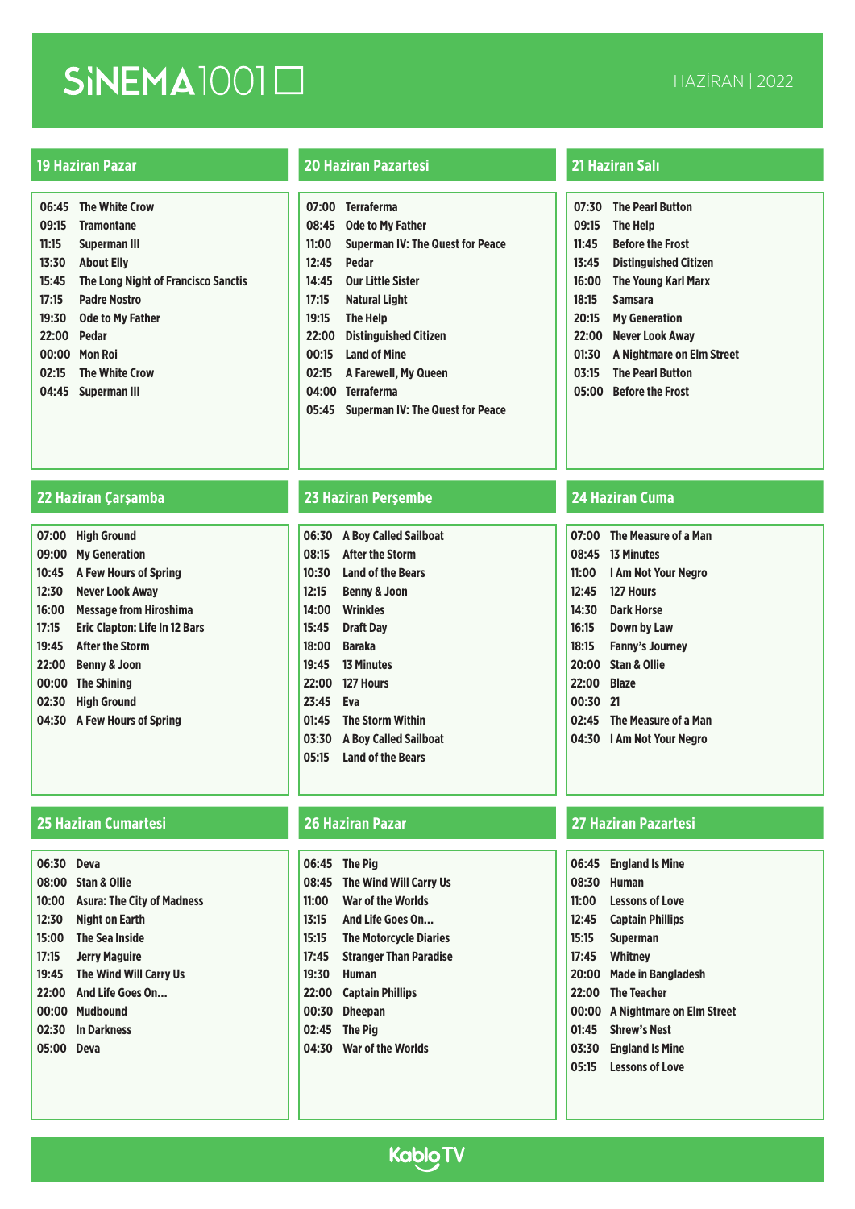# SİNEMA1001

HAZİRAN | 2022

## 19 Haziran Pazar

| | |
|---|---|
| 06:45 | The White Crow |
| 09:15 | Tramontane |
| 11:15 | Superman III |
| 13:30 | About Elly |
| 15:45 | The Long Night of Francisco Sanctis |
| 17:15 | Padre Nostro |
| 19:30 | Ode to My Father |
| 22:00 | Pedar |
| 00:00 | Mon Roi |
| 02:15 | The White Crow |
| 04:45 | Superman III |

## 20 Haziran Pazartesi

| | |
|---|---|
| 07:00 | Terraferma |
| 08:45 | Ode to My Father |
| 11:00 | Superman IV: The Quest for Peace |
| 12:45 | Pedar |
| 14:45 | Our Little Sister |
| 17:15 | Natural Light |
| 19:15 | The Help |
| 22:00 | Distinguished Citizen |
| 00:15 | Land of Mine |
| 02:15 | A Farewell, My Queen |
| 04:00 | Terraferma |
| 05:45 | Superman IV: The Quest for Peace |

## 21 Haziran Salı

| | |
|---|---|
| 07:30 | The Pearl Button |
| 09:15 | The Help |
| 11:45 | Before the Frost |
| 13:45 | Distinguished Citizen |
| 16:00 | The Young Karl Marx |
| 18:15 | Samsara |
| 20:15 | My Generation |
| 22:00 | Never Look Away |
| 01:30 | A Nightmare on Elm Street |
| 03:15 | The Pearl Button |
| 05:00 | Before the Frost |

## 22 Haziran Çarşamba

| | |
|---|---|
| 07:00 | High Ground |
| 09:00 | My Generation |
| 10:45 | A Few Hours of Spring |
| 12:30 | Never Look Away |
| 16:00 | Message from Hiroshima |
| 17:15 | Eric Clapton: Life In 12 Bars |
| 19:45 | After the Storm |
| 22:00 | Benny & Joon |
| 00:00 | The Shining |
| 02:30 | High Ground |
| 04:30 | A Few Hours of Spring |

## 23 Haziran Perşembe

| | |
|---|---|
| 06:30 | A Boy Called Sailboat |
| 08:15 | After the Storm |
| 10:30 | Land of the Bears |
| 12:15 | Benny & Joon |
| 14:00 | Wrinkles |
| 15:45 | Draft Day |
| 18:00 | Baraka |
| 19:45 | 13 Minutes |
| 22:00 | 127 Hours |
| 23:45 | Eva |
| 01:45 | The Storm Within |
| 03:30 | A Boy Called Sailboat |
| 05:15 | Land of the Bears |

## 24 Haziran Cuma

| | |
|---|---|
| 07:00 | The Measure of a Man |
| 08:45 | 13 Minutes |
| 11:00 | I Am Not Your Negro |
| 12:45 | 127 Hours |
| 14:30 | Dark Horse |
| 16:15 | Down by Law |
| 18:15 | Fanny's Journey |
| 20:00 | Stan & Ollie |
| 22:00 | Blaze |
| 00:30 | 21 |
| 02:45 | The Measure of a Man |
| 04:30 | I Am Not Your Negro |

## 25 Haziran Cumartesi

| | |
|---|---|
| 06:30 | Deva |
| 08:00 | Stan & Ollie |
| 10:00 | Asura: The City of Madness |
| 12:30 | Night on Earth |
| 15:00 | The Sea Inside |
| 17:15 | Jerry Maguire |
| 19:45 | The Wind Will Carry Us |
| 22:00 | And Life Goes On... |
| 00:00 | Mudbound |
| 02:30 | In Darkness |
| 05:00 | Deva |

## 26 Haziran Pazar

| | |
|---|---|
| 06:45 | The Pig |
| 08:45 | The Wind Will Carry Us |
| 11:00 | War of the Worlds |
| 13:15 | And Life Goes On... |
| 15:15 | The Motorcycle Diaries |
| 17:45 | Stranger Than Paradise |
| 19:30 | Human |
| 22:00 | Captain Phillips |
| 00:30 | Dheepan |
| 02:45 | The Pig |
| 04:30 | War of the Worlds |

## 27 Haziran Pazartesi

| | |
|---|---|
| 06:45 | England Is Mine |
| 08:30 | Human |
| 11:00 | Lessons of Love |
| 12:45 | Captain Phillips |
| 15:15 | Superman |
| 17:45 | Whitney |
| 20:00 | Made in Bangladesh |
| 22:00 | The Teacher |
| 00:00 | A Nightmare on Elm Street |
| 01:45 | Shrew's Nest |
| 03:30 | England Is Mine |
| 05:15 | Lessons of Love |

KabloTV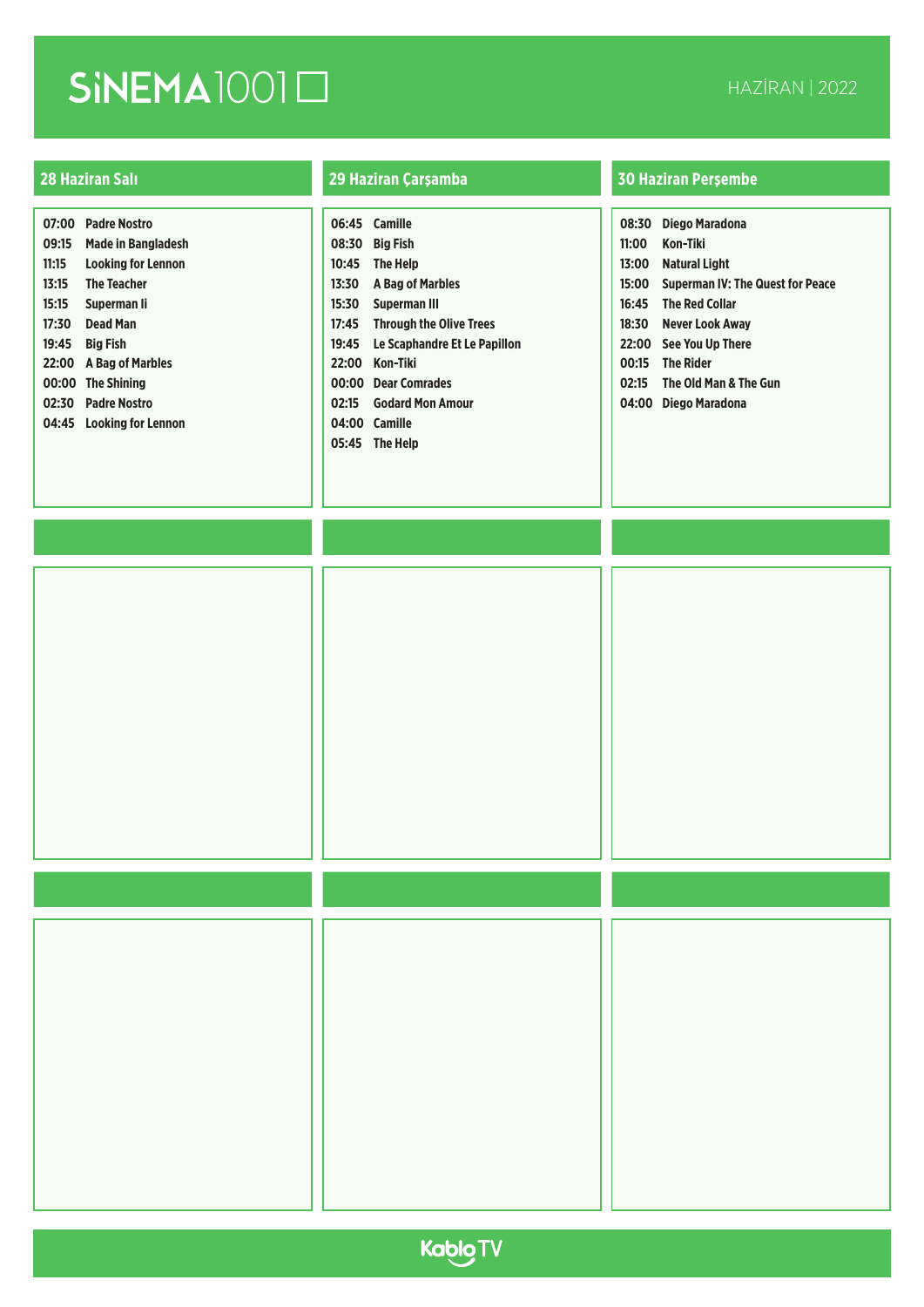# SİNEMA1001

HAZİRAN | 2022

## 28 Haziran Salı

| | |
|---|---|
| 07:00 | Padre Nostro |
| 09:15 | Made in Bangladesh |
| 11:15 | Looking for Lennon |
| 13:15 | The Teacher |
| 15:15 | Superman Ii |
| 17:30 | Dead Man |
| 19:45 | Big Fish |
| 22:00 | A Bag of Marbles |
| 00:00 | The Shining |
| 02:30 | Padre Nostro |
| 04:45 | Looking for Lennon |

## 29 Haziran Çarşamba

| | |
|---|---|
| 06:45 | Camille |
| 08:30 | Big Fish |
| 10:45 | The Help |
| 13:30 | A Bag of Marbles |
| 15:30 | Superman III |
| 17:45 | Through the Olive Trees |
| 19:45 | Le Scaphandre Et Le Papillon |
| 22:00 | Kon-Tiki |
| 00:00 | Dear Comrades |
| 02:15 | Godard Mon Amour |
| 04:00 | Camille |
| 05:45 | The Help |

## 30 Haziran Perşembe

| | |
|---|---|
| 08:30 | Diego Maradona |
| 11:00 | Kon-Tiki |
| 13:00 | Natural Light |
| 15:00 | Superman IV: The Quest for Peace |
| 16:45 | The Red Collar |
| 18:30 | Never Look Away |
| 22:00 | See You Up There |
| 00:15 | The Rider |
| 02:15 | The Old Man & The Gun |
| 04:00 | Diego Maradona |

KabloTV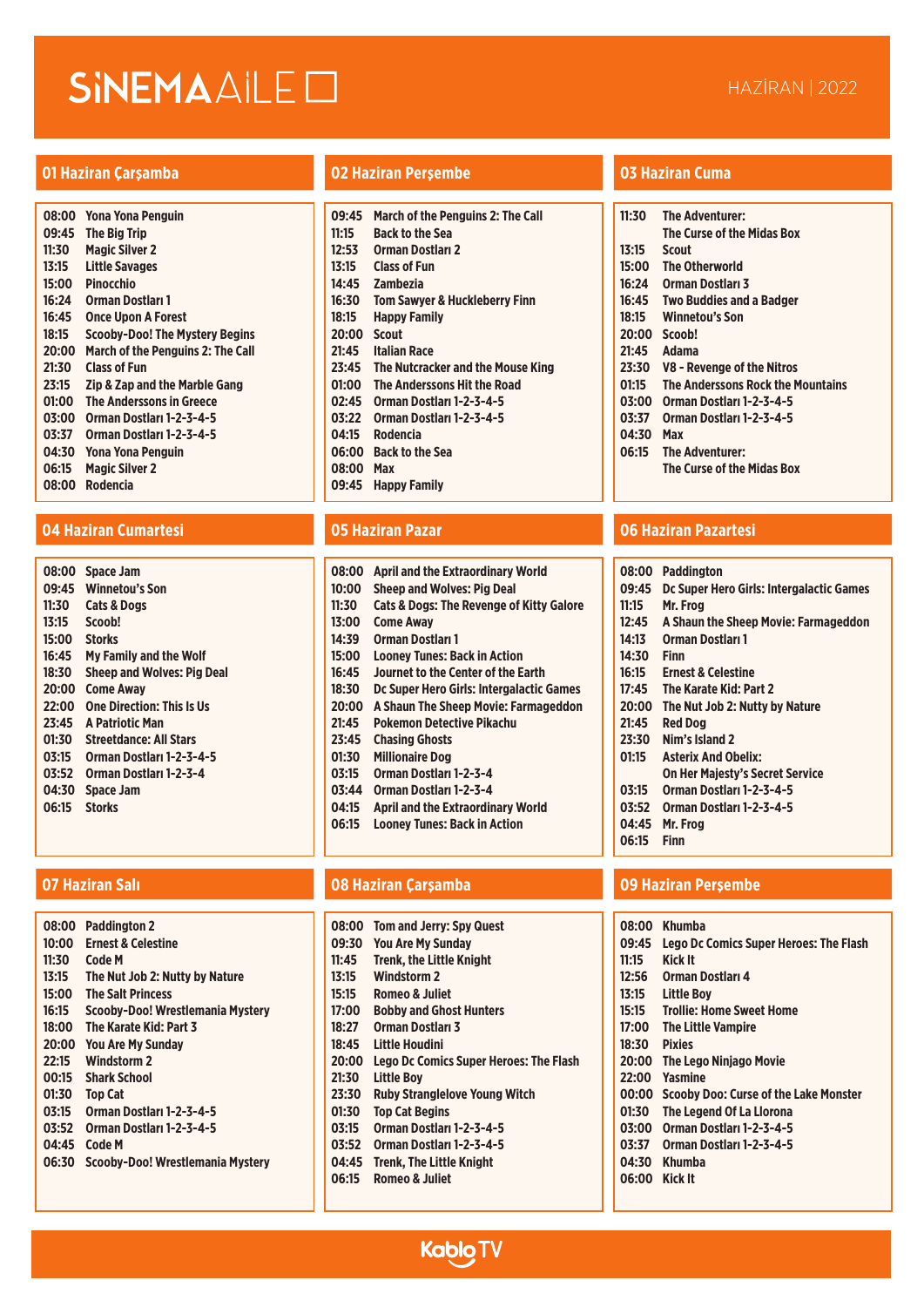# SiNEMAAiLE

HAZİRAN | 2022

## 01 Haziran Çarşamba

| | |
|---|---|
| 08:00 | Yona Yona Penguin |
| 09:45 | The Big Trip |
| 11:30 | Magic Silver 2 |
| 13:15 | Little Savages |
| 15:00 | Pinocchio |
| 16:24 | Orman Dostları 1 |
| 16:45 | Once Upon A Forest |
| 18:15 | Scooby-Doo! The Mystery Begins |
| 20:00 | March of the Penguins 2: The Call |
| 21:30 | Class of Fun |
| 23:15 | Zip & Zap and the Marble Gang |
| 01:00 | The Anderssons in Greece |
| 03:00 | Orman Dostları 1-2-3-4-5 |
| 03:37 | Orman Dostları 1-2-3-4-5 |
| 04:30 | Yona Yona Penguin |
| 06:15 | Magic Silver 2 |
| 08:00 | Rodencia |

## 02 Haziran Perşembe

| | |
|---|---|
| 09:45 | March of the Penguins 2: The Call |
| 11:15 | Back to the Sea |
| 12:53 | Orman Dostları 2 |
| 13:15 | Class of Fun |
| 14:45 | Zambezia |
| 16:30 | Tom Sawyer & Huckleberry Finn |
| 18:15 | Happy Family |
| 20:00 | Scout |
| 21:45 | Italian Race |
| 23:45 | The Nutcracker and the Mouse King |
| 01:00 | The Anderssons Hit the Road |
| 02:45 | Orman Dostları 1-2-3-4-5 |
| 03:22 | Orman Dostları 1-2-3-4-5 |
| 04:15 | Rodencia |
| 06:00 | Back to the Sea |
| 08:00 | Max |
| 09:45 | Happy Family |

## 03 Haziran Cuma

| | |
|---|---|
| 11:30 | The Adventurer: The Curse of the Midas Box |
| 13:15 | Scout |
| 15:00 | The Otherworld |
| 16:24 | Orman Dostları 3 |
| 16:45 | Two Buddies and a Badger |
| 18:15 | Winnetou's Son |
| 20:00 | Scoob! |
| 21:45 | Adama |
| 23:30 | V8 - Revenge of the Nitros |
| 01:15 | The Anderssons Rock the Mountains |
| 03:00 | Orman Dostları 1-2-3-4-5 |
| 03:37 | Orman Dostları 1-2-3-4-5 |
| 04:30 | Max |
| 06:15 | The Adventurer: The Curse of the Midas Box |

## 04 Haziran Cumartesi

| | |
|---|---|
| 08:00 | Space Jam |
| 09:45 | Winnetou's Son |
| 11:30 | Cats & Dogs |
| 13:15 | Scoob! |
| 15:00 | Storks |
| 16:45 | My Family and the Wolf |
| 18:30 | Sheep and Wolves: Pig Deal |
| 20:00 | Come Away |
| 22:00 | One Direction: This Is Us |
| 23:45 | A Patriotic Man |
| 01:30 | Streetdance: All Stars |
| 03:15 | Orman Dostları 1-2-3-4-5 |
| 03:52 | Orman Dostları 1-2-3-4 |
| 04:30 | Space Jam |
| 06:15 | Storks |

## 05 Haziran Pazar

| | |
|---|---|
| 08:00 | April and the Extraordinary World |
| 10:00 | Sheep and Wolves: Pig Deal |
| 11:30 | Cats & Dogs: The Revenge of Kitty Galore |
| 13:00 | Come Away |
| 14:39 | Orman Dostları 1 |
| 15:00 | Looney Tunes: Back in Action |
| 16:45 | Journet to the Center of the Earth |
| 18:30 | Dc Super Hero Girls: Intergalactic Games |
| 20:00 | A Shaun The Sheep Movie: Farmageddon |
| 21:45 | Pokemon Detective Pikachu |
| 23:45 | Chasing Ghosts |
| 01:30 | Millionaire Dog |
| 03:15 | Orman Dostları 1-2-3-4 |
| 03:44 | Orman Dostları 1-2-3-4 |
| 04:15 | April and the Extraordinary World |
| 06:15 | Looney Tunes: Back in Action |

## 06 Haziran Pazartesi

| | |
|---|---|
| 08:00 | Paddington |
| 09:45 | Dc Super Hero Girls: Intergalactic Games |
| 11:15 | Mr. Frog |
| 12:45 | A Shaun the Sheep Movie: Farmageddon |
| 14:13 | Orman Dostları 1 |
| 14:30 | Finn |
| 16:15 | Ernest & Celestine |
| 17:45 | The Karate Kid: Part 2 |
| 20:00 | The Nut Job 2: Nutty by Nature |
| 21:45 | Red Dog |
| 23:30 | Nim's Island 2 |
| 01:15 | Asterix And Obelix: On Her Majesty's Secret Service |
| 03:15 | Orman Dostları 1-2-3-4-5 |
| 03:52 | Orman Dostları 1-2-3-4-5 |
| 04:45 | Mr. Frog |
| 06:15 | Finn |

## 07 Haziran Salı

| | |
|---|---|
| 08:00 | Paddington 2 |
| 10:00 | Ernest & Celestine |
| 11:30 | Code M |
| 13:15 | The Nut Job 2: Nutty by Nature |
| 15:00 | The Salt Princess |
| 16:15 | Scooby-Doo! Wrestlemania Mystery |
| 18:00 | The Karate Kid: Part 3 |
| 20:00 | You Are My Sunday |
| 22:15 | Windstorm 2 |
| 00:15 | Shark School |
| 01:30 | Top Cat |
| 03:15 | Orman Dostları 1-2-3-4-5 |
| 03:52 | Orman Dostları 1-2-3-4-5 |
| 04:45 | Code M |
| 06:30 | Scooby-Doo! Wrestlemania Mystery |

## 08 Haziran Çarşamba

| | |
|---|---|
| 08:00 | Tom and Jerry: Spy Quest |
| 09:30 | You Are My Sunday |
| 11:45 | Trenk, the Little Knight |
| 13:15 | Windstorm 2 |
| 15:15 | Romeo & Juliet |
| 17:00 | Bobby and Ghost Hunters |
| 18:27 | Orman Dostları 3 |
| 18:45 | Little Houdini |
| 20:00 | Lego Dc Comics Super Heroes: The Flash |
| 21:30 | Little Boy |
| 23:30 | Ruby Stranglelove Young Witch |
| 01:30 | Top Cat Begins |
| 03:15 | Orman Dostları 1-2-3-4-5 |
| 03:52 | Orman Dostları 1-2-3-4-5 |
| 04:45 | Trenk, The Little Knight |
| 06:15 | Romeo & Juliet |

## 09 Haziran Perşembe

| | |
|---|---|
| 08:00 | Khumba |
| 09:45 | Lego Dc Comics Super Heroes: The Flash |
| 11:15 | Kick It |
| 12:56 | Orman Dostları 4 |
| 13:15 | Little Boy |
| 15:15 | Trollie: Home Sweet Home |
| 17:00 | The Little Vampire |
| 18:30 | Pixies |
| 20:00 | The Lego Ninjago Movie |
| 22:00 | Yasmine |
| 00:00 | Scooby Doo: Curse of the Lake Monster |
| 01:30 | The Legend Of La Llorona |
| 03:00 | Orman Dostları 1-2-3-4-5 |
| 03:37 | Orman Dostları 1-2-3-4-5 |
| 04:30 | Khumba |
| 06:00 | Kick It |

KabloTV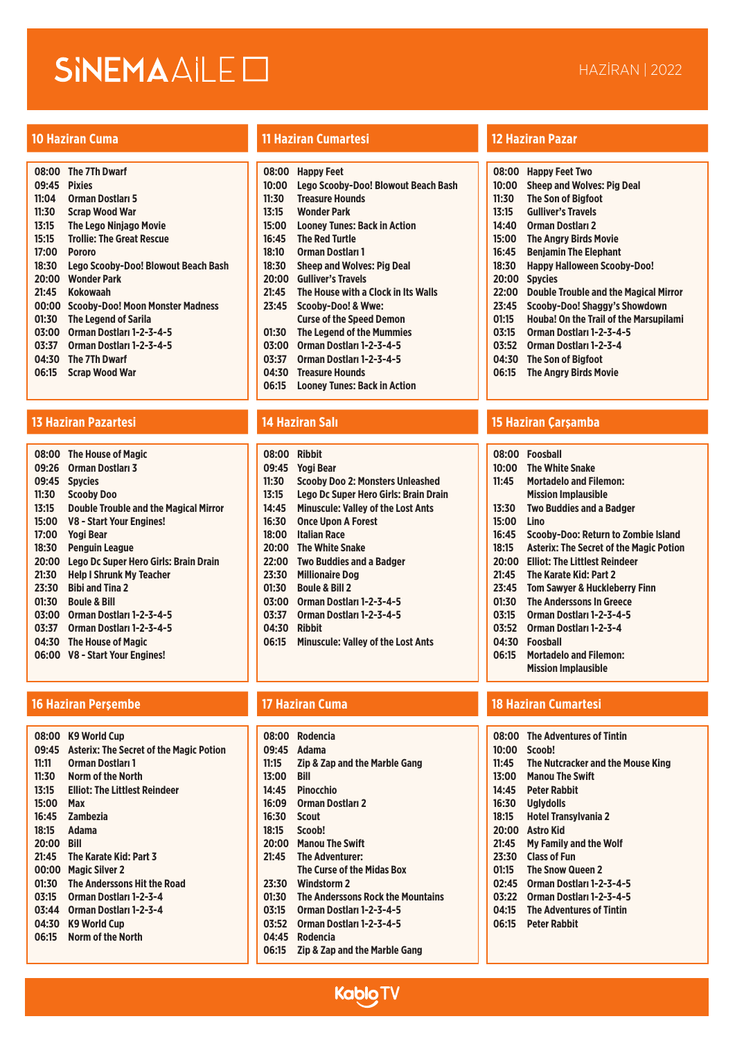# SİNEMAAİLE

HAZİRAN | 2022

## 10 Haziran Cuma

| | |
|---|---|
| 08:00 | The 7Th Dwarf |
| 09:45 | Pixies |
| 11:04 | Orman Dostları 5 |
| 11:30 | Scrap Wood War |
| 13:15 | The Lego Ninjago Movie |
| 15:15 | Trollie: The Great Rescue |
| 17:00 | Pororo |
| 18:30 | Lego Scooby-Doo! Blowout Beach Bash |
| 20:00 | Wonder Park |
| 21:45 | Kokowaah |
| 00:00 | Scooby-Doo! Moon Monster Madness |
| 01:30 | The Legend of Sarila |
| 03:00 | Orman Dostları 1-2-3-4-5 |
| 03:37 | Orman Dostları 1-2-3-4-5 |
| 04:30 | The 7Th Dwarf |
| 06:15 | Scrap Wood War |

## 11 Haziran Cumartesi

| | |
|---|---|
| 08:00 | Happy Feet |
| 10:00 | Lego Scooby-Doo! Blowout Beach Bash |
| 11:30 | Treasure Hounds |
| 13:15 | Wonder Park |
| 15:00 | Looney Tunes: Back in Action |
| 16:45 | The Red Turtle |
| 18:10 | Orman Dostları 1 |
| 18:30 | Sheep and Wolves: Pig Deal |
| 20:00 | Gulliver's Travels |
| 21:45 | The House with a Clock in Its Walls |
| 23:45 | Scooby-Doo! & Wwe: Curse of the Speed Demon |
| 01:30 | The Legend of the Mummies |
| 03:00 | Orman Dostları 1-2-3-4-5 |
| 03:37 | Orman Dostları 1-2-3-4-5 |
| 04:30 | Treasure Hounds |
| 06:15 | Looney Tunes: Back in Action |

## 12 Haziran Pazar

| | |
|---|---|
| 08:00 | Happy Feet Two |
| 10:00 | Sheep and Wolves: Pig Deal |
| 11:30 | The Son of Bigfoot |
| 13:15 | Gulliver's Travels |
| 14:40 | Orman Dostları 2 |
| 15:00 | The Angry Birds Movie |
| 16:45 | Benjamin The Elephant |
| 18:30 | Happy Halloween Scooby-Doo! |
| 20:00 | Spycies |
| 22:00 | Double Trouble and the Magical Mirror |
| 23:45 | Scooby-Doo! Shaggy's Showdown |
| 01:15 | Houba! On the Trail of the Marsupilami |
| 03:15 | Orman Dostları 1-2-3-4-5 |
| 03:52 | Orman Dostları 1-2-3-4 |
| 04:30 | The Son of Bigfoot |
| 06:15 | The Angry Birds Movie |

## 13 Haziran Pazartesi

| | |
|---|---|
| 08:00 | The House of Magic |
| 09:26 | Orman Dostları 3 |
| 09:45 | Spycies |
| 11:30 | Scooby Doo |
| 13:15 | Double Trouble and the Magical Mirror |
| 15:00 | V8 - Start Your Engines! |
| 17:00 | Yogi Bear |
| 18:30 | Penguin League |
| 20:00 | Lego Dc Super Hero Girls: Brain Drain |
| 21:30 | Help I Shrunk My Teacher |
| 23:30 | Bibi and Tina 2 |
| 01:30 | Boule & Bill |
| 03:00 | Orman Dostları 1-2-3-4-5 |
| 03:37 | Orman Dostları 1-2-3-4-5 |
| 04:30 | The House of Magic |
| 06:00 | V8 - Start Your Engines! |

## 14 Haziran Salı

| | |
|---|---|
| 08:00 | Ribbit |
| 09:45 | Yogi Bear |
| 11:30 | Scooby Doo 2: Monsters Unleashed |
| 13:15 | Lego Dc Super Hero Girls: Brain Drain |
| 14:45 | Minuscule: Valley of the Lost Ants |
| 16:30 | Once Upon A Forest |
| 18:00 | Italian Race |
| 20:00 | The White Snake |
| 22:00 | Two Buddies and a Badger |
| 23:30 | Millionaire Dog |
| 01:30 | Boule & Bill 2 |
| 03:00 | Orman Dostları 1-2-3-4-5 |
| 03:37 | Orman Dostları 1-2-3-4-5 |
| 04:30 | Ribbit |
| 06:15 | Minuscule: Valley of the Lost Ants |

## 15 Haziran Çarşamba

| | |
|---|---|
| 08:00 | Foosball |
| 10:00 | The White Snake |
| 11:45 | Mortadelo and Filemon: Mission Implausible |
| 13:30 | Two Buddies and a Badger |
| 15:00 | Lino |
| 16:45 | Scooby-Doo: Return to Zombie Island |
| 18:15 | Asterix: The Secret of the Magic Potion |
| 20:00 | Elliot: The Littlest Reindeer |
| 21:45 | The Karate Kid: Part 2 |
| 23:45 | Tom Sawyer & Huckleberry Finn |
| 01:30 | The Anderssons In Greece |
| 03:15 | Orman Dostları 1-2-3-4-5 |
| 03:52 | Orman Dostları 1-2-3-4 |
| 04:30 | Foosball |
| 06:15 | Mortadelo and Filemon: Mission Implausible |

## 16 Haziran Perşembe

| | |
|---|---|
| 08:00 | K9 World Cup |
| 09:45 | Asterix: The Secret of the Magic Potion |
| 11:11 | Orman Dostları 1 |
| 11:30 | Norm of the North |
| 13:15 | Elliot: The Littlest Reindeer |
| 15:00 | Max |
| 16:45 | Zambezia |
| 18:15 | Adama |
| 20:00 | Bill |
| 21:45 | The Karate Kid: Part 3 |
| 00:00 | Magic Silver 2 |
| 01:30 | The Anderssons Hit the Road |
| 03:15 | Orman Dostları 1-2-3-4 |
| 03:44 | Orman Dostları 1-2-3-4 |
| 04:30 | K9 World Cup |
| 06:15 | Norm of the North |

## 17 Haziran Cuma

| | |
|---|---|
| 08:00 | Rodencia |
| 09:45 | Adama |
| 11:15 | Zip & Zap and the Marble Gang |
| 13:00 | Bill |
| 14:45 | Pinocchio |
| 16:09 | Orman Dostları 2 |
| 16:30 | Scout |
| 18:15 | Scoob! |
| 20:00 | Manou The Swift |
| 21:45 | The Adventurer: The Curse of the Midas Box |
| 23:30 | Windstorm 2 |
| 01:30 | The Anderssons Rock the Mountains |
| 03:15 | Orman Dostları 1-2-3-4-5 |
| 03:52 | Orman Dostları 1-2-3-4-5 |
| 04:45 | Rodencia |
| 06:15 | Zip & Zap and the Marble Gang |

## 18 Haziran Cumartesi

| | |
|---|---|
| 08:00 | The Adventures of Tintin |
| 10:00 | Scoob! |
| 11:45 | The Nutcracker and the Mouse King |
| 13:00 | Manou The Swift |
| 14:45 | Peter Rabbit |
| 16:30 | Uglydolls |
| 18:15 | Hotel Transylvania 2 |
| 20:00 | Astro Kid |
| 21:45 | My Family and the Wolf |
| 23:30 | Class of Fun |
| 01:15 | The Snow Queen 2 |
| 02:45 | Orman Dostları 1-2-3-4-5 |
| 03:22 | Orman Dostları 1-2-3-4-5 |
| 04:15 | The Adventures of Tintin |
| 06:15 | Peter Rabbit |

KabloTV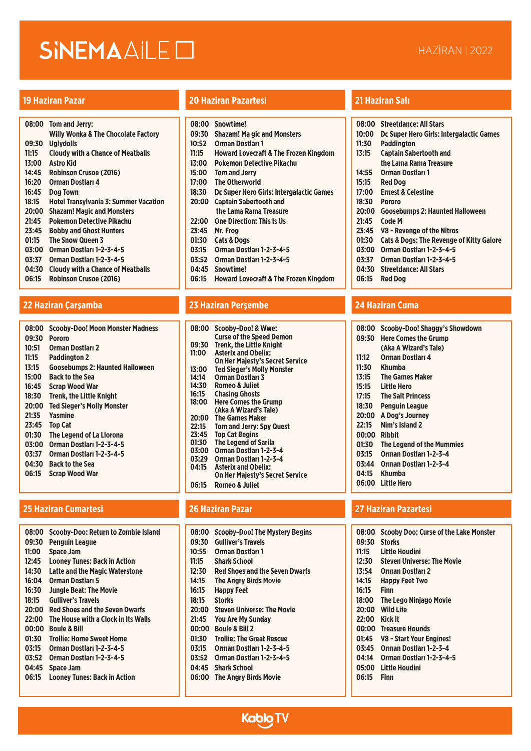# SİNEMAAİLE

HAZİRAN | 2022

## 19 Haziran Pazar

| | |
|---|---|
| 08:00 | Tom and Jerry: Willy Wonka & The Chocolate Factory |
| 09:30 | Uglydolls |
| 11:15 | Cloudy with a Chance of Meatballs |
| 13:00 | Astro Kid |
| 14:45 | Robinson Crusoe (2016) |
| 16:20 | Orman Dostları 4 |
| 16:45 | Dog Town |
| 18:15 | Hotel Transylvania 3: Summer Vacation |
| 20:00 | Shazam! Magic and Monsters |
| 21:45 | Pokemon Detective Pikachu |
| 23:45 | Bobby and Ghost Hunters |
| 01:15 | The Snow Queen 3 |
| 03:00 | Orman Dostları 1-2-3-4-5 |
| 03:37 | Orman Dostları 1-2-3-4-5 |
| 04:30 | Cloudy with a Chance of Meatballs |
| 06:15 | Robinson Crusoe (2016) |

## 20 Haziran Pazartesi

| | |
|---|---|
| 08:00 | Snowtime! |
| 09:30 | Shazam! Ma gic and Monsters |
| 10:52 | Orman Dostları 1 |
| 11:15 | Howard Lovecraft & The Frozen Kingdom |
| 13:00 | Pokemon Detective Pikachu |
| 15:00 | Tom and Jerry |
| 17:00 | The Otherworld |
| 18:30 | Dc Super Hero Girls: Intergalactic Games |
| 20:00 | Captain Sabertooth and the Lama Rama Treasure |
| 22:00 | One Direction: This Is Us |
| 23:45 | Mr. Frog |
| 01:30 | Cats & Dogs |
| 03:15 | Orman Dostları 1-2-3-4-5 |
| 03:52 | Orman Dostları 1-2-3-4-5 |
| 04:45 | Snowtime! |
| 06:15 | Howard Lovecraft & The Frozen Kingdom |

## 21 Haziran Salı

| | |
|---|---|
| 08:00 | Streetdance: All Stars |
| 10:00 | Dc Super Hero Girls: Intergalactic Games |
| 11:30 | Paddington |
| 13:15 | Captain Sabertooth and the Lama Rama Treasure |
| 14:55 | Orman Dostları 1 |
| 15:15 | Red Dog |
| 17:00 | Ernest & Celestine |
| 18:30 | Pororo |
| 20:00 | Goosebumps 2: Haunted Halloween |
| 21:45 | Code M |
| 23:45 | V8 - Revenge of the Nitros |
| 01:30 | Cats & Dogs: The Revenge of Kitty Galore |
| 03:00 | Orman Dostları 1-2-3-4-5 |
| 03:37 | Orman Dostları 1-2-3-4-5 |
| 04:30 | Streetdance: All Stars |
| 06:15 | Red Dog |

## 22 Haziran Çarşamba

| | |
|---|---|
| 08:00 | Scooby-Doo! Moon Monster Madness |
| 09:30 | Pororo |
| 10:51 | Orman Dostları 2 |
| 11:15 | Paddington 2 |
| 13:15 | Goosebumps 2: Haunted Halloween |
| 15:00 | Back to the Sea |
| 16:45 | Scrap Wood War |
| 18:30 | Trenk, the Little Knight |
| 20:00 | Ted Sieger's Molly Monster |
| 21:35 | Yasmine |
| 23:45 | Top Cat |
| 01:30 | The Legend of La Llorona |
| 03:00 | Orman Dostları 1-2-3-4-5 |
| 03:37 | Orman Dostları 1-2-3-4-5 |
| 04:30 | Back to the Sea |
| 06:15 | Scrap Wood War |

## 23 Haziran Perşembe

| | |
|---|---|
| 08:00 | Scooby-Doo! & Wwe: Curse of the Speed Demon |
| 09:30 | Trenk, the Little Knight |
| 11:00 | Asterix and Obelix: On Her Majesty's Secret Service |
| 13:00 | Ted Sieger's Molly Monster |
| 14:14 | Orman Dostları 3 |
| 14:30 | Romeo & Juliet |
| 16:15 | Chasing Ghosts |
| 18:00 | Here Comes the Grump (Aka A Wizard's Tale) |
| 20:00 | The Games Maker |
| 22:15 | Tom and Jerry: Spy Quest |
| 23:45 | Top Cat Begins |
| 01:30 | The Legend of Sarila |
| 03:00 | Orman Dostları 1-2-3-4 |
| 03:29 | Orman Dostları 1-2-3-4 |
| 04:15 | Asterix and Obelix: On Her Majesty's Secret Service |
| 06:15 | Romeo & Juliet |

## 24 Haziran Cuma

| | |
|---|---|
| 08:00 | Scooby-Doo! Shaggy's Showdown |
| 09:30 | Here Comes the Grump (Aka A Wizard's Tale) |
| 11:12 | Orman Dostları 4 |
| 11:30 | Khumba |
| 13:15 | The Games Maker |
| 15:15 | Little Hero |
| 17:15 | The Salt Princess |
| 18:30 | Penguin League |
| 20:00 | A Dog's Journey |
| 22:15 | Nim's Island 2 |
| 00:00 | Ribbit |
| 01:30 | The Legend of the Mummies |
| 03:15 | Orman Dostları 1-2-3-4 |
| 03:44 | Orman Dostları 1-2-3-4 |
| 04:15 | Khumba |
| 06:00 | Little Hero |

## 25 Haziran Cumartesi

| | |
|---|---|
| 08:00 | Scooby-Doo: Return to Zombie Island |
| 09:30 | Penguin League |
| 11:00 | Space Jam |
| 12:45 | Looney Tunes: Back in Action |
| 14:30 | Latte and the Magic Waterstone |
| 16:04 | Orman Dostları 5 |
| 16:30 | Jungle Beat: The Movie |
| 18:15 | Gulliver's Travels |
| 20:00 | Red Shoes and the Seven Dwarfs |
| 22:00 | The House with a Clock in Its Walls |
| 00:00 | Boule & Bill |
| 01:30 | Trollie: Home Sweet Home |
| 03:15 | Orman Dostları 1-2-3-4-5 |
| 03:52 | Orman Dostları 1-2-3-4-5 |
| 04:45 | Space Jam |
| 06:15 | Looney Tunes: Back in Action |

## 26 Haziran Pazar

| | |
|---|---|
| 08:00 | Scooby-Doo! The Mystery Begins |
| 09:30 | Gulliver's Travels |
| 10:55 | Orman Dostları 1 |
| 11:15 | Shark School |
| 12:30 | Red Shoes and the Seven Dwarfs |
| 14:15 | The Angry Birds Movie |
| 16:15 | Happy Feet |
| 18:15 | Storks |
| 20:00 | Steven Universe: The Movie |
| 21:45 | You Are My Sunday |
| 00:00 | Boule & Bill 2 |
| 01:30 | Trollie: The Great Rescue |
| 03:15 | Orman Dostları 1-2-3-4-5 |
| 03:52 | Orman Dostları 1-2-3-4-5 |
| 04:45 | Shark School |
| 06:00 | The Angry Birds Movie |

## 27 Haziran Pazartesi

| | |
|---|---|
| 08:00 | Scooby Doo: Curse of the Lake Monster |
| 09:30 | Storks |
| 11:15 | Little Houdini |
| 12:30 | Steven Universe: The Movie |
| 13:54 | Orman Dostları 2 |
| 14:15 | Happy Feet Two |
| 16:15 | Finn |
| 18:00 | The Lego Ninjago Movie |
| 20:00 | Wild Life |
| 22:00 | Kick It |
| 00:00 | Treasure Hounds |
| 01:45 | V8 - Start Your Engines! |
| 03:45 | Orman Dostları 1-2-3-4 |
| 04:14 | Orman Dostları 1-2-3-4-5 |
| 05:00 | Little Houdini |
| 06:15 | Finn |

KabloTV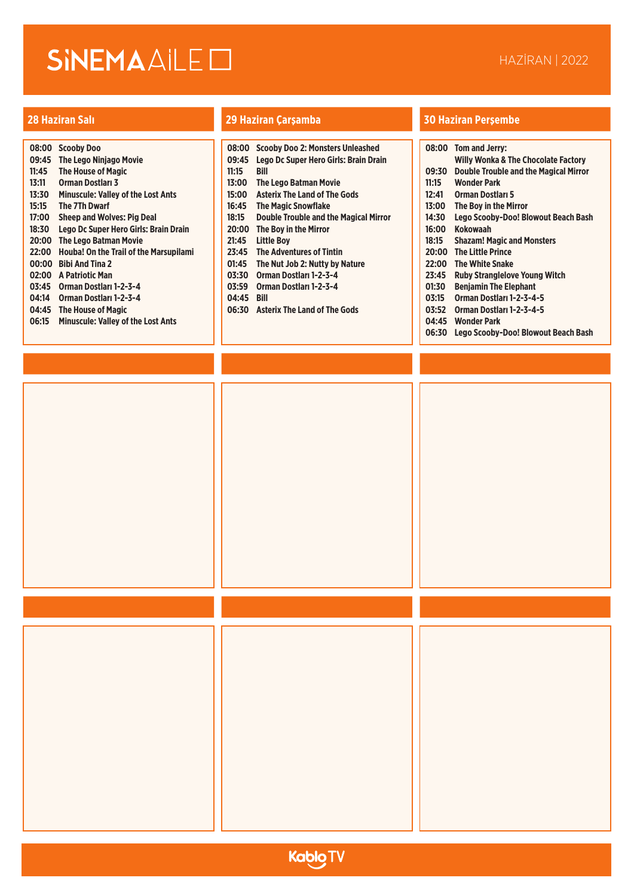# SİNEMA AİLE

HAZİRAN | 2022

## 28 Haziran Salı

| | |
|---|---|
| 08:00 | Scooby Doo |
| 09:45 | The Lego Ninjago Movie |
| 11:45 | The House of Magic |
| 13:11 | Orman Dostları 3 |
| 13:30 | Minuscule: Valley of the Lost Ants |
| 15:15 | The 7Th Dwarf |
| 17:00 | Sheep and Wolves: Pig Deal |
| 18:30 | Lego Dc Super Hero Girls: Brain Drain |
| 20:00 | The Lego Batman Movie |
| 22:00 | Houba! On the Trail of the Marsupilami |
| 00:00 | Bibi And Tina 2 |
| 02:00 | A Patriotic Man |
| 03:45 | Orman Dostları 1-2-3-4 |
| 04:14 | Orman Dostları 1-2-3-4 |
| 04:45 | The House of Magic |
| 06:15 | Minuscule: Valley of the Lost Ants |

## 29 Haziran Çarşamba

| | |
|---|---|
| 08:00 | Scooby Doo 2: Monsters Unleashed |
| 09:45 | Lego Dc Super Hero Girls: Brain Drain |
| 11:15 | Bill |
| 13:00 | The Lego Batman Movie |
| 15:00 | Asterix The Land of The Gods |
| 16:45 | The Magic Snowflake |
| 18:15 | Double Trouble and the Magical Mirror |
| 20:00 | The Boy in the Mirror |
| 21:45 | Little Boy |
| 23:45 | The Adventures of Tintin |
| 01:45 | The Nut Job 2: Nutty by Nature |
| 03:30 | Orman Dostları 1-2-3-4 |
| 03:59 | Orman Dostları 1-2-3-4 |
| 04:45 | Bill |
| 06:30 | Asterix The Land of The Gods |

## 30 Haziran Perşembe

| | |
|---|---|
| 08:00 | Tom and Jerry: Willy Wonka & The Chocolate Factory |
| 09:30 | Double Trouble and the Magical Mirror |
| 11:15 | Wonder Park |
| 12:41 | Orman Dostları 5 |
| 13:00 | The Boy in the Mirror |
| 14:30 | Lego Scooby-Doo! Blowout Beach Bash |
| 16:00 | Kokowaah |
| 18:15 | Shazam! Magic and Monsters |
| 20:00 | The Little Prince |
| 22:00 | The White Snake |
| 23:45 | Ruby Stranglelove Young Witch |
| 01:30 | Benjamin The Elephant |
| 03:15 | Orman Dostları 1-2-3-4-5 |
| 03:52 | Orman Dostları 1-2-3-4-5 |
| 04:45 | Wonder Park |
| 06:30 | Lego Scooby-Doo! Blowout Beach Bash |

Kablo TV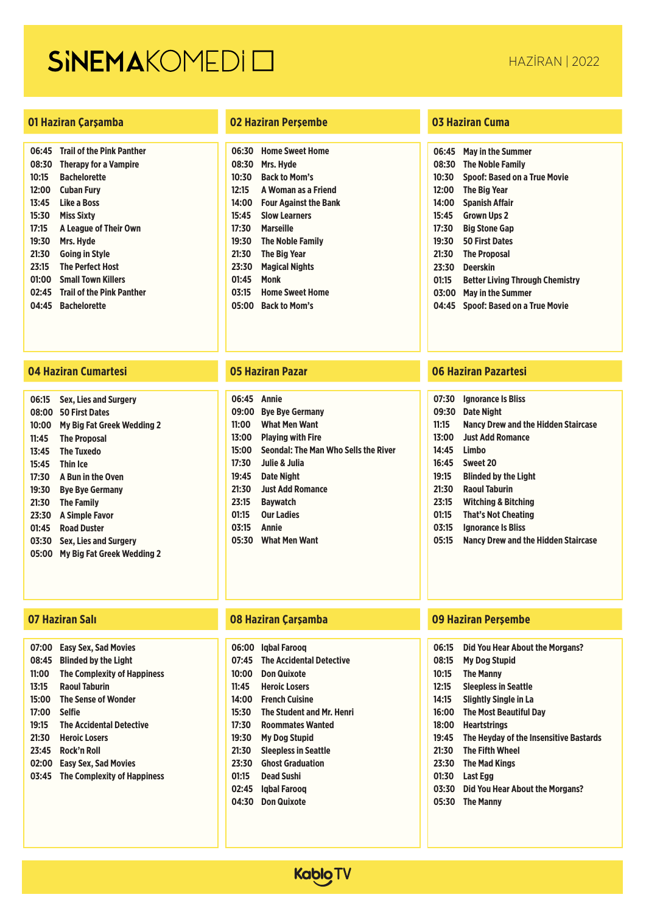# SİNEMAKOMEDİ

HAZİRAN | 2022

## 01 Haziran Çarşamba

| | |
|---|---|
| 06:45 | Trail of the Pink Panther |
| 08:30 | Therapy for a Vampire |
| 10:15 | Bachelorette |
| 12:00 | Cuban Fury |
| 13:45 | Like a Boss |
| 15:30 | Miss Sixty |
| 17:15 | A League of Their Own |
| 19:30 | Mrs. Hyde |
| 21:30 | Going in Style |
| 23:15 | The Perfect Host |
| 01:00 | Small Town Killers |
| 02:45 | Trail of the Pink Panther |
| 04:45 | Bachelorette |

## 02 Haziran Perşembe

| | |
|---|---|
| 06:30 | Home Sweet Home |
| 08:30 | Mrs. Hyde |
| 10:30 | Back to Mom's |
| 12:15 | A Woman as a Friend |
| 14:00 | Four Against the Bank |
| 15:45 | Slow Learners |
| 17:30 | Marseille |
| 19:30 | The Noble Family |
| 21:30 | The Big Year |
| 23:30 | Magical Nights |
| 01:45 | Monk |
| 03:15 | Home Sweet Home |
| 05:00 | Back to Mom's |

## 03 Haziran Cuma

| | |
|---|---|
| 06:45 | May in the Summer |
| 08:30 | The Noble Family |
| 10:30 | Spoof: Based on a True Movie |
| 12:00 | The Big Year |
| 14:00 | Spanish Affair |
| 15:45 | Grown Ups 2 |
| 17:30 | Big Stone Gap |
| 19:30 | 50 First Dates |
| 21:30 | The Proposal |
| 23:30 | Deerskin |
| 01:15 | Better Living Through Chemistry |
| 03:00 | May in the Summer |
| 04:45 | Spoof: Based on a True Movie |

## 04 Haziran Cumartesi

| | |
|---|---|
| 06:15 | Sex, Lies and Surgery |
| 08:00 | 50 First Dates |
| 10:00 | My Big Fat Greek Wedding 2 |
| 11:45 | The Proposal |
| 13:45 | The Tuxedo |
| 15:45 | Thin Ice |
| 17:30 | A Bun in the Oven |
| 19:30 | Bye Bye Germany |
| 21:30 | The Family |
| 23:30 | A Simple Favor |
| 01:45 | Road Duster |
| 03:30 | Sex, Lies and Surgery |
| 05:00 | My Big Fat Greek Wedding 2 |

## 05 Haziran Pazar

| | |
|---|---|
| 06:45 | Annie |
| 09:00 | Bye Bye Germany |
| 11:00 | What Men Want |
| 13:00 | Playing with Fire |
| 15:00 | Seondal: The Man Who Sells the River |
| 17:30 | Julie & Julia |
| 19:45 | Date Night |
| 21:30 | Just Add Romance |
| 23:15 | Baywatch |
| 01:15 | Our Ladies |
| 03:15 | Annie |
| 05:30 | What Men Want |

## 06 Haziran Pazartesi

| | |
|---|---|
| 07:30 | Ignorance Is Bliss |
| 09:30 | Date Night |
| 11:15 | Nancy Drew and the Hidden Staircase |
| 13:00 | Just Add Romance |
| 14:45 | Limbo |
| 16:45 | Sweet 20 |
| 19:15 | Blinded by the Light |
| 21:30 | Raoul Taburin |
| 23:15 | Witching & Bitching |
| 01:15 | That's Not Cheating |
| 03:15 | Ignorance Is Bliss |
| 05:15 | Nancy Drew and the Hidden Staircase |

## 07 Haziran Salı

| | |
|---|---|
| 07:00 | Easy Sex, Sad Movies |
| 08:45 | Blinded by the Light |
| 11:00 | The Complexity of Happiness |
| 13:15 | Raoul Taburin |
| 15:00 | The Sense of Wonder |
| 17:00 | Selfie |
| 19:15 | The Accidental Detective |
| 21:30 | Heroic Losers |
| 23:45 | Rock'n Roll |
| 02:00 | Easy Sex, Sad Movies |
| 03:45 | The Complexity of Happiness |

## 08 Haziran Çarşamba

| | |
|---|---|
| 06:00 | Iqbal Farooq |
| 07:45 | The Accidental Detective |
| 10:00 | Don Quixote |
| 11:45 | Heroic Losers |
| 14:00 | French Cuisine |
| 15:30 | The Student and Mr. Henri |
| 17:30 | Roommates Wanted |
| 19:30 | My Dog Stupid |
| 21:30 | Sleepless in Seattle |
| 23:30 | Ghost Graduation |
| 01:15 | Dead Sushi |
| 02:45 | Iqbal Farooq |
| 04:30 | Don Quixote |

## 09 Haziran Perşembe

| | |
|---|---|
| 06:15 | Did You Hear About the Morgans? |
| 08:15 | My Dog Stupid |
| 10:15 | The Manny |
| 12:15 | Sleepless in Seattle |
| 14:15 | Slightly Single in La |
| 16:00 | The Most Beautiful Day |
| 18:00 | Heartstrings |
| 19:45 | The Heyday of the Insensitive Bastards |
| 21:30 | The Fifth Wheel |
| 23:30 | The Mad Kings |
| 01:30 | Last Egg |
| 03:30 | Did You Hear About the Morgans? |
| 05:30 | The Manny |

KabloTV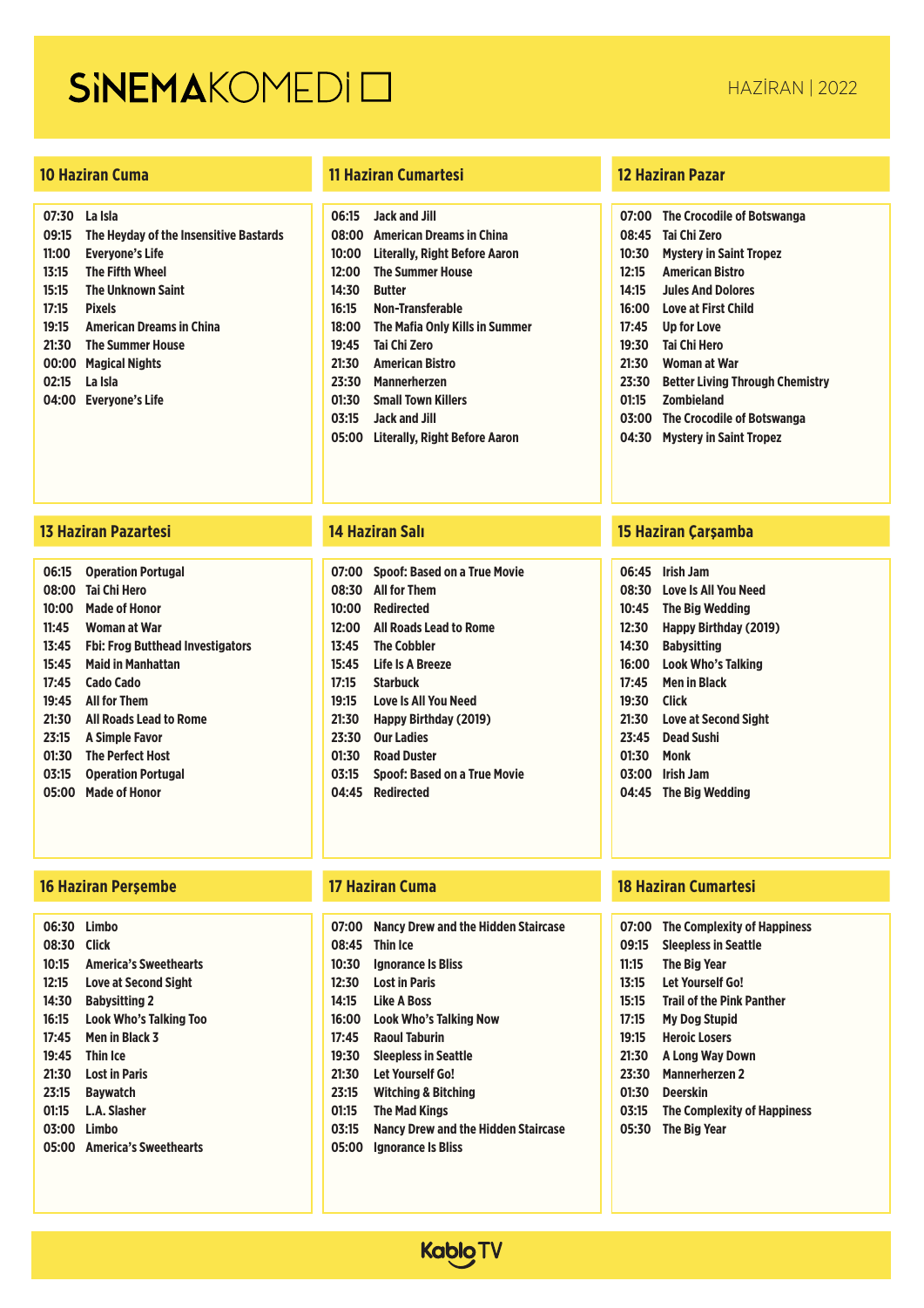# SİNEMAKOMEDİ

HAZİRAN | 2022

## 10 Haziran Cuma

| | |
|---|---|
| 07:30 | La Isla |
| 09:15 | The Heyday of the Insensitive Bastards |
| 11:00 | Everyone's Life |
| 13:15 | The Fifth Wheel |
| 15:15 | The Unknown Saint |
| 17:15 | Pixels |
| 19:15 | American Dreams in China |
| 21:30 | The Summer House |
| 00:00 | Magical Nights |
| 02:15 | La Isla |
| 04:00 | Everyone's Life |

## 11 Haziran Cumartesi

| | |
|---|---|
| 06:15 | Jack and Jill |
| 08:00 | American Dreams in China |
| 10:00 | Literally, Right Before Aaron |
| 12:00 | The Summer House |
| 14:30 | Butter |
| 16:15 | Non-Transferable |
| 18:00 | The Mafia Only Kills in Summer |
| 19:45 | Tai Chi Zero |
| 21:30 | American Bistro |
| 23:30 | Mannerherzen |
| 01:30 | Small Town Killers |
| 03:15 | Jack and Jill |
| 05:00 | Literally, Right Before Aaron |

## 12 Haziran Pazar

| | |
|---|---|
| 07:00 | The Crocodile of Botswanga |
| 08:45 | Tai Chi Zero |
| 10:30 | Mystery in Saint Tropez |
| 12:15 | American Bistro |
| 14:15 | Jules And Dolores |
| 16:00 | Love at First Child |
| 17:45 | Up for Love |
| 19:30 | Tai Chi Hero |
| 21:30 | Woman at War |
| 23:30 | Better Living Through Chemistry |
| 01:15 | Zombieland |
| 03:00 | The Crocodile of Botswanga |
| 04:30 | Mystery in Saint Tropez |

## 13 Haziran Pazartesi

| | |
|---|---|
| 06:15 | Operation Portugal |
| 08:00 | Tai Chi Hero |
| 10:00 | Made of Honor |
| 11:45 | Woman at War |
| 13:45 | Fbi: Frog Butthead Investigators |
| 15:45 | Maid in Manhattan |
| 17:45 | Cado Cado |
| 19:45 | All for Them |
| 21:30 | All Roads Lead to Rome |
| 23:15 | A Simple Favor |
| 01:30 | The Perfect Host |
| 03:15 | Operation Portugal |
| 05:00 | Made of Honor |

## 14 Haziran Salı

| | |
|---|---|
| 07:00 | Spoof: Based on a True Movie |
| 08:30 | All for Them |
| 10:00 | Redirected |
| 12:00 | All Roads Lead to Rome |
| 13:45 | The Cobbler |
| 15:45 | Life Is A Breeze |
| 17:15 | Starbuck |
| 19:15 | Love Is All You Need |
| 21:30 | Happy Birthday (2019) |
| 23:30 | Our Ladies |
| 01:30 | Road Duster |
| 03:15 | Spoof: Based on a True Movie |
| 04:45 | Redirected |

## 15 Haziran Çarşamba

| | |
|---|---|
| 06:45 | Irish Jam |
| 08:30 | Love Is All You Need |
| 10:45 | The Big Wedding |
| 12:30 | Happy Birthday (2019) |
| 14:30 | Babysitting |
| 16:00 | Look Who's Talking |
| 17:45 | Men in Black |
| 19:30 | Click |
| 21:30 | Love at Second Sight |
| 23:45 | Dead Sushi |
| 01:30 | Monk |
| 03:00 | Irish Jam |
| 04:45 | The Big Wedding |

## 16 Haziran Perşembe

| | |
|---|---|
| 06:30 | Limbo |
| 08:30 | Click |
| 10:15 | America's Sweethearts |
| 12:15 | Love at Second Sight |
| 14:30 | Babysitting 2 |
| 16:15 | Look Who's Talking Too |
| 17:45 | Men in Black 3 |
| 19:45 | Thin Ice |
| 21:30 | Lost in Paris |
| 23:15 | Baywatch |
| 01:15 | L.A. Slasher |
| 03:00 | Limbo |
| 05:00 | America's Sweethearts |

## 17 Haziran Cuma

| | |
|---|---|
| 07:00 | Nancy Drew and the Hidden Staircase |
| 08:45 | Thin Ice |
| 10:30 | Ignorance Is Bliss |
| 12:30 | Lost in Paris |
| 14:15 | Like A Boss |
| 16:00 | Look Who's Talking Now |
| 17:45 | Raoul Taburin |
| 19:30 | Sleepless in Seattle |
| 21:30 | Let Yourself Go! |
| 23:15 | Witching & Bitching |
| 01:15 | The Mad Kings |
| 03:15 | Nancy Drew and the Hidden Staircase |
| 05:00 | Ignorance Is Bliss |

## 18 Haziran Cumartesi

| | |
|---|---|
| 07:00 | The Complexity of Happiness |
| 09:15 | Sleepless in Seattle |
| 11:15 | The Big Year |
| 13:15 | Let Yourself Go! |
| 15:15 | Trail of the Pink Panther |
| 17:15 | My Dog Stupid |
| 19:15 | Heroic Losers |
| 21:30 | A Long Way Down |
| 23:30 | Mannerherzen 2 |
| 01:30 | Deerskin |
| 03:15 | The Complexity of Happiness |
| 05:30 | The Big Year |

KabloTV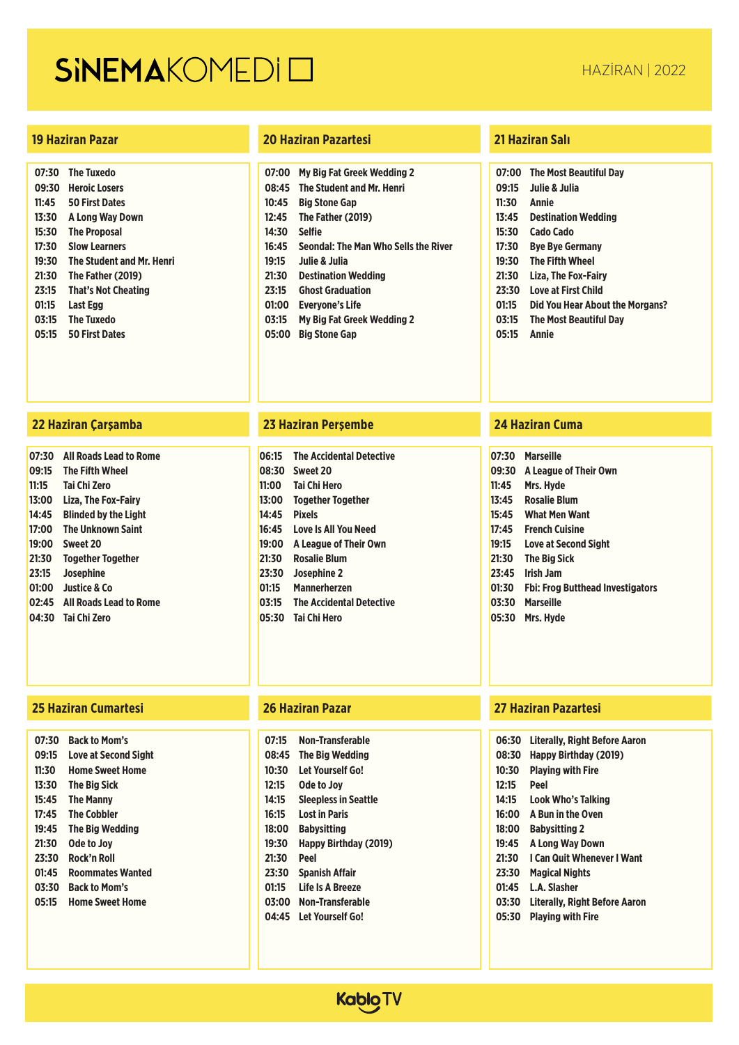# SİNEMAKOMEDİ

HAZİRAN | 2022

## 19 Haziran Pazar

| | |
|---|---|
| 07:30 | The Tuxedo |
| 09:30 | Heroic Losers |
| 11:45 | 50 First Dates |
| 13:30 | A Long Way Down |
| 15:30 | The Proposal |
| 17:30 | Slow Learners |
| 19:30 | The Student and Mr. Henri |
| 21:30 | The Father (2019) |
| 23:15 | That's Not Cheating |
| 01:15 | Last Egg |
| 03:15 | The Tuxedo |
| 05:15 | 50 First Dates |

## 20 Haziran Pazartesi

| | |
|---|---|
| 07:00 | My Big Fat Greek Wedding 2 |
| 08:45 | The Student and Mr. Henri |
| 10:45 | Big Stone Gap |
| 12:45 | The Father (2019) |
| 14:30 | Selfie |
| 16:45 | Seondal: The Man Who Sells the River |
| 19:15 | Julie & Julia |
| 21:30 | Destination Wedding |
| 23:15 | Ghost Graduation |
| 01:00 | Everyone's Life |
| 03:15 | My Big Fat Greek Wedding 2 |
| 05:00 | Big Stone Gap |

## 21 Haziran Salı

| | |
|---|---|
| 07:00 | The Most Beautiful Day |
| 09:15 | Julie & Julia |
| 11:30 | Annie |
| 13:45 | Destination Wedding |
| 15:30 | Cado Cado |
| 17:30 | Bye Bye Germany |
| 19:30 | The Fifth Wheel |
| 21:30 | Liza, The Fox-Fairy |
| 23:30 | Love at First Child |
| 01:15 | Did You Hear About the Morgans? |
| 03:15 | The Most Beautiful Day |
| 05:15 | Annie |

## 22 Haziran Çarşamba

| | |
|---|---|
| 07:30 | All Roads Lead to Rome |
| 09:15 | The Fifth Wheel |
| 11:15 | Tai Chi Zero |
| 13:00 | Liza, The Fox-Fairy |
| 14:45 | Blinded by the Light |
| 17:00 | The Unknown Saint |
| 19:00 | Sweet 20 |
| 21:30 | Together Together |
| 23:15 | Josephine |
| 01:00 | Justice & Co |
| 02:45 | All Roads Lead to Rome |
| 04:30 | Tai Chi Zero |

## 23 Haziran Perşembe

| | |
|---|---|
| 06:15 | The Accidental Detective |
| 08:30 | Sweet 20 |
| 11:00 | Tai Chi Hero |
| 13:00 | Together Together |
| 14:45 | Pixels |
| 16:45 | Love Is All You Need |
| 19:00 | A League of Their Own |
| 21:30 | Rosalie Blum |
| 23:30 | Josephine 2 |
| 01:15 | Mannerherzen |
| 03:15 | The Accidental Detective |
| 05:30 | Tai Chi Hero |

## 24 Haziran Cuma

| | |
|---|---|
| 07:30 | Marseille |
| 09:30 | A League of Their Own |
| 11:45 | Mrs. Hyde |
| 13:45 | Rosalie Blum |
| 15:45 | What Men Want |
| 17:45 | French Cuisine |
| 19:15 | Love at Second Sight |
| 21:30 | The Big Sick |
| 23:45 | Irish Jam |
| 01:30 | Fbi: Frog Butthead Investigators |
| 03:30 | Marseille |
| 05:30 | Mrs. Hyde |

## 25 Haziran Cumartesi

| | |
|---|---|
| 07:30 | Back to Mom's |
| 09:15 | Love at Second Sight |
| 11:30 | Home Sweet Home |
| 13:30 | The Big Sick |
| 15:45 | The Manny |
| 17:45 | The Cobbler |
| 19:45 | The Big Wedding |
| 21:30 | Ode to Joy |
| 23:30 | Rock'n Roll |
| 01:45 | Roommates Wanted |
| 03:30 | Back to Mom's |
| 05:15 | Home Sweet Home |

## 26 Haziran Pazar

| | |
|---|---|
| 07:15 | Non-Transferable |
| 08:45 | The Big Wedding |
| 10:30 | Let Yourself Go! |
| 12:15 | Ode to Joy |
| 14:15 | Sleepless in Seattle |
| 16:15 | Lost in Paris |
| 18:00 | Babysitting |
| 19:30 | Happy Birthday (2019) |
| 21:30 | Peel |
| 23:30 | Spanish Affair |
| 01:15 | Life Is A Breeze |
| 03:00 | Non-Transferable |
| 04:45 | Let Yourself Go! |

## 27 Haziran Pazartesi

| | |
|---|---|
| 06:30 | Literally, Right Before Aaron |
| 08:30 | Happy Birthday (2019) |
| 10:30 | Playing with Fire |
| 12:15 | Peel |
| 14:15 | Look Who's Talking |
| 16:00 | A Bun in the Oven |
| 18:00 | Babysitting 2 |
| 19:45 | A Long Way Down |
| 21:30 | I Can Quit Whenever I Want |
| 23:30 | Magical Nights |
| 01:45 | L.A. Slasher |
| 03:30 | Literally, Right Before Aaron |
| 05:30 | Playing with Fire |

KabloTV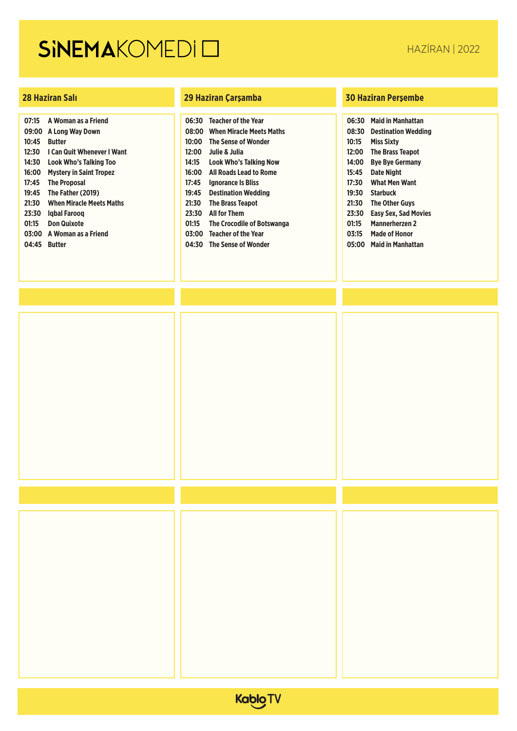# SİNEMAKOMEDİ

HAZİRAN | 2022

## 28 Haziran Salı

| | |
|---|---|
| 07:15 | A Woman as a Friend |
| 09:00 | A Long Way Down |
| 10:45 | Butter |
| 12:30 | I Can Quit Whenever I Want |
| 14:30 | Look Who's Talking Too |
| 16:00 | Mystery in Saint Tropez |
| 17:45 | The Proposal |
| 19:45 | The Father (2019) |
| 21:30 | When Miracle Meets Maths |
| 23:30 | Iqbal Farooq |
| 01:15 | Don Quixote |
| 03:00 | A Woman as a Friend |
| 04:45 | Butter |

## 29 Haziran Çarşamba

| | |
|---|---|
| 06:30 | Teacher of the Year |
| 08:00 | When Miracle Meets Maths |
| 10:00 | The Sense of Wonder |
| 12:00 | Julie & Julia |
| 14:15 | Look Who's Talking Now |
| 16:00 | All Roads Lead to Rome |
| 17:45 | Ignorance Is Bliss |
| 19:45 | Destination Wedding |
| 21:30 | The Brass Teapot |
| 23:30 | All for Them |
| 01:15 | The Crocodile of Botswanga |
| 03:00 | Teacher of the Year |
| 04:30 | The Sense of Wonder |

## 30 Haziran Perşembe

| | |
|---|---|
| 06:30 | Maid in Manhattan |
| 08:30 | Destination Wedding |
| 10:15 | Miss Sixty |
| 12:00 | The Brass Teapot |
| 14:00 | Bye Bye Germany |
| 15:45 | Date Night |
| 17:30 | What Men Want |
| 19:30 | Starbuck |
| 21:30 | The Other Guys |
| 23:30 | Easy Sex, Sad Movies |
| 01:15 | Mannerherzen 2 |
| 03:15 | Made of Honor |
| 05:00 | Maid in Manhattan |

KabloTV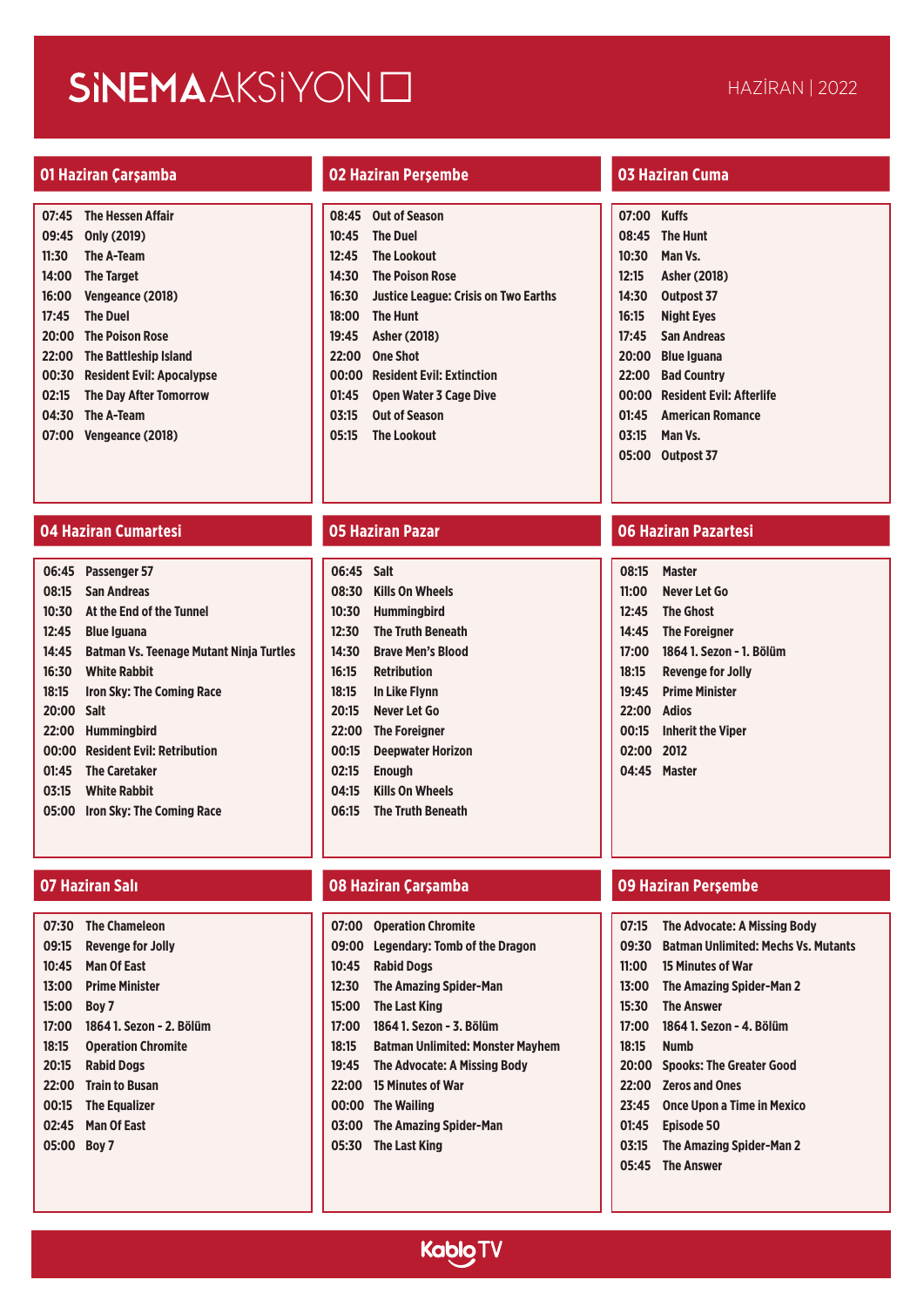# SİNEMA AKSİYON

HAZİRAN | 2022

## 01 Haziran Çarşamba

| | |
|---|---|
| 07:45 | The Hessen Affair |
| 09:45 | Only (2019) |
| 11:30 | The A-Team |
| 14:00 | The Target |
| 16:00 | Vengeance (2018) |
| 17:45 | The Duel |
| 20:00 | The Poison Rose |
| 22:00 | The Battleship Island |
| 00:30 | Resident Evil: Apocalypse |
| 02:15 | The Day After Tomorrow |
| 04:30 | The A-Team |
| 07:00 | Vengeance (2018) |

## 02 Haziran Perşembe

| | |
|---|---|
| 08:45 | Out of Season |
| 10:45 | The Duel |
| 12:45 | The Lookout |
| 14:30 | The Poison Rose |
| 16:30 | Justice League: Crisis on Two Earths |
| 18:00 | The Hunt |
| 19:45 | Asher (2018) |
| 22:00 | One Shot |
| 00:00 | Resident Evil: Extinction |
| 01:45 | Open Water 3 Cage Dive |
| 03:15 | Out of Season |
| 05:15 | The Lookout |

## 03 Haziran Cuma

| | |
|---|---|
| 07:00 | Kuffs |
| 08:45 | The Hunt |
| 10:30 | Man Vs. |
| 12:15 | Asher (2018) |
| 14:30 | Outpost 37 |
| 16:15 | Night Eyes |
| 17:45 | San Andreas |
| 20:00 | Blue Iguana |
| 22:00 | Bad Country |
| 00:00 | Resident Evil: Afterlife |
| 01:45 | American Romance |
| 03:15 | Man Vs. |
| 05:00 | Outpost 37 |

## 04 Haziran Cumartesi

| | |
|---|---|
| 06:45 | Passenger 57 |
| 08:15 | San Andreas |
| 10:30 | At the End of the Tunnel |
| 12:45 | Blue Iguana |
| 14:45 | Batman Vs. Teenage Mutant Ninja Turtles |
| 16:30 | White Rabbit |
| 18:15 | Iron Sky: The Coming Race |
| 20:00 | Salt |
| 22:00 | Hummingbird |
| 00:00 | Resident Evil: Retribution |
| 01:45 | The Caretaker |
| 03:15 | White Rabbit |
| 05:00 | Iron Sky: The Coming Race |

## 05 Haziran Pazar

| | |
|---|---|
| 06:45 | Salt |
| 08:30 | Kills On Wheels |
| 10:30 | Hummingbird |
| 12:30 | The Truth Beneath |
| 14:30 | Brave Men's Blood |
| 16:15 | Retribution |
| 18:15 | In Like Flynn |
| 20:15 | Never Let Go |
| 22:00 | The Foreigner |
| 00:15 | Deepwater Horizon |
| 02:15 | Enough |
| 04:15 | Kills On Wheels |
| 06:15 | The Truth Beneath |

## 06 Haziran Pazartesi

| | |
|---|---|
| 08:15 | Master |
| 11:00 | Never Let Go |
| 12:45 | The Ghost |
| 14:45 | The Foreigner |
| 17:00 | 1864 1. Sezon - 1. Bölüm |
| 18:15 | Revenge for Jolly |
| 19:45 | Prime Minister |
| 22:00 | Adios |
| 00:15 | Inherit the Viper |
| 02:00 | 2012 |
| 04:45 | Master |

## 07 Haziran Salı

| | |
|---|---|
| 07:30 | The Chameleon |
| 09:15 | Revenge for Jolly |
| 10:45 | Man Of East |
| 13:00 | Prime Minister |
| 15:00 | Boy 7 |
| 17:00 | 1864 1. Sezon - 2. Bölüm |
| 18:15 | Operation Chromite |
| 20:15 | Rabid Dogs |
| 22:00 | Train to Busan |
| 00:15 | The Equalizer |
| 02:45 | Man Of East |
| 05:00 | Boy 7 |

## 08 Haziran Çarşamba

| | |
|---|---|
| 07:00 | Operation Chromite |
| 09:00 | Legendary: Tomb of the Dragon |
| 10:45 | Rabid Dogs |
| 12:30 | The Amazing Spider-Man |
| 15:00 | The Last King |
| 17:00 | 1864 1. Sezon - 3. Bölüm |
| 18:15 | Batman Unlimited: Monster Mayhem |
| 19:45 | The Advocate: A Missing Body |
| 22:00 | 15 Minutes of War |
| 00:00 | The Wailing |
| 03:00 | The Amazing Spider-Man |
| 05:30 | The Last King |

## 09 Haziran Perşembe

| | |
|---|---|
| 07:15 | The Advocate: A Missing Body |
| 09:30 | Batman Unlimited: Mechs Vs. Mutants |
| 11:00 | 15 Minutes of War |
| 13:00 | The Amazing Spider-Man 2 |
| 15:30 | The Answer |
| 17:00 | 1864 1. Sezon - 4. Bölüm |
| 18:15 | Numb |
| 20:00 | Spooks: The Greater Good |
| 22:00 | Zeros and Ones |
| 23:45 | Once Upon a Time in Mexico |
| 01:45 | Episode 50 |
| 03:15 | The Amazing Spider-Man 2 |
| 05:45 | The Answer |

KabloTV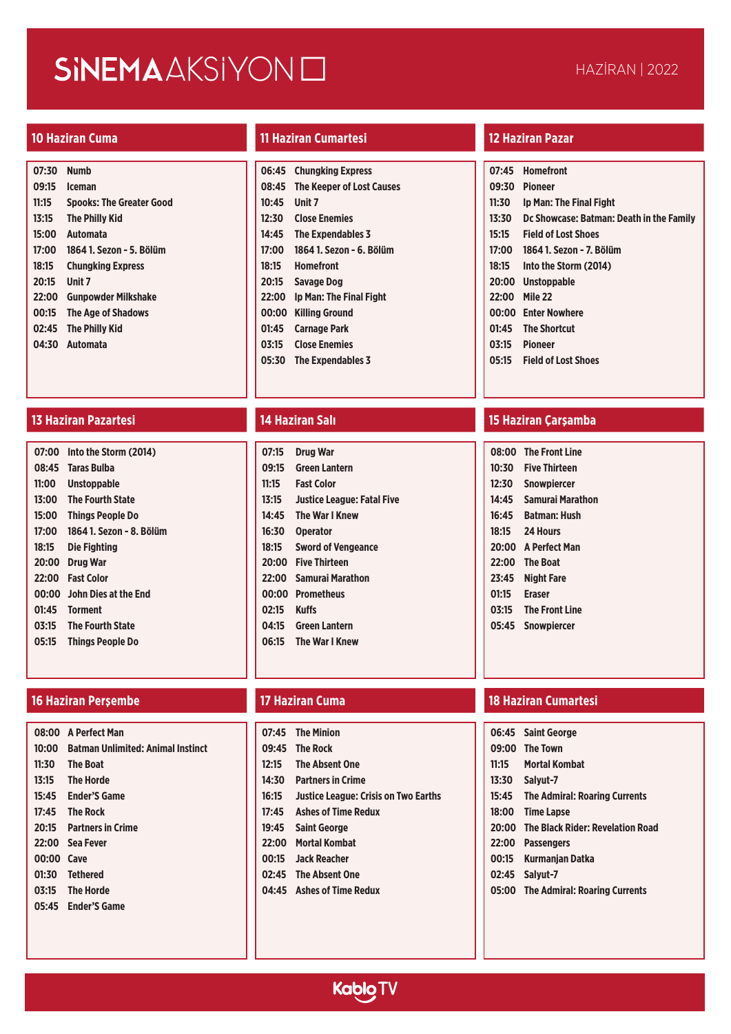# SİNEMAAKSİYON

HAZİRAN | 2022

## 10 Haziran Cuma

| | |
|---|---|
| 07:30 | Numb |
| 09:15 | Iceman |
| 11:15 | Spooks: The Greater Good |
| 13:15 | The Philly Kid |
| 15:00 | Automata |
| 17:00 | 1864 1. Sezon - 5. Bölüm |
| 18:15 | Chungking Express |
| 20:15 | Unit 7 |
| 22:00 | Gunpowder Milkshake |
| 00:15 | The Age of Shadows |
| 02:45 | The Philly Kid |
| 04:30 | Automata |

## 11 Haziran Cumartesi

| | |
|---|---|
| 06:45 | Chungking Express |
| 08:45 | The Keeper of Lost Causes |
| 10:45 | Unit 7 |
| 12:30 | Close Enemies |
| 14:45 | The Expendables 3 |
| 17:00 | 1864 1. Sezon - 6. Bölüm |
| 18:15 | Homefront |
| 20:15 | Savage Dog |
| 22:00 | Ip Man: The Final Fight |
| 00:00 | Killing Ground |
| 01:45 | Carnage Park |
| 03:15 | Close Enemies |
| 05:30 | The Expendables 3 |

## 12 Haziran Pazar

| | |
|---|---|
| 07:45 | Homefront |
| 09:30 | Pioneer |
| 11:30 | Ip Man: The Final Fight |
| 13:30 | Dc Showcase: Batman: Death in the Family |
| 15:15 | Field of Lost Shoes |
| 17:00 | 1864 1. Sezon - 7. Bölüm |
| 18:15 | Into the Storm (2014) |
| 20:00 | Unstoppable |
| 22:00 | Mile 22 |
| 00:00 | Enter Nowhere |
| 01:45 | The Shortcut |
| 03:15 | Pioneer |
| 05:15 | Field of Lost Shoes |

## 13 Haziran Pazartesi

| | |
|---|---|
| 07:00 | Into the Storm (2014) |
| 08:45 | Taras Bulba |
| 11:00 | Unstoppable |
| 13:00 | The Fourth State |
| 15:00 | Things People Do |
| 17:00 | 1864 1. Sezon - 8. Bölüm |
| 18:15 | Die Fighting |
| 20:00 | Drug War |
| 22:00 | Fast Color |
| 00:00 | John Dies at the End |
| 01:45 | Torment |
| 03:15 | The Fourth State |
| 05:15 | Things People Do |

## 14 Haziran Salı

| | |
|---|---|
| 07:15 | Drug War |
| 09:15 | Green Lantern |
| 11:15 | Fast Color |
| 13:15 | Justice League: Fatal Five |
| 14:45 | The War I Knew |
| 16:30 | Operator |
| 18:15 | Sword of Vengeance |
| 20:00 | Five Thirteen |
| 22:00 | Samurai Marathon |
| 00:00 | Prometheus |
| 02:15 | Kuffs |
| 04:15 | Green Lantern |
| 06:15 | The War I Knew |

## 15 Haziran Çarşamba

| | |
|---|---|
| 08:00 | The Front Line |
| 10:30 | Five Thirteen |
| 12:30 | Snowpiercer |
| 14:45 | Samurai Marathon |
| 16:45 | Batman: Hush |
| 18:15 | 24 Hours |
| 20:00 | A Perfect Man |
| 22:00 | The Boat |
| 23:45 | Night Fare |
| 01:15 | Eraser |
| 03:15 | The Front Line |
| 05:45 | Snowpiercer |

## 16 Haziran Perşembe

| | |
|---|---|
| 08:00 | A Perfect Man |
| 10:00 | Batman Unlimited: Animal Instinct |
| 11:30 | The Boat |
| 13:15 | The Horde |
| 15:45 | Ender'S Game |
| 17:45 | The Rock |
| 20:15 | Partners in Crime |
| 22:00 | Sea Fever |
| 00:00 | Cave |
| 01:30 | Tethered |
| 03:15 | The Horde |
| 05:45 | Ender'S Game |

## 17 Haziran Cuma

| | |
|---|---|
| 07:45 | The Minion |
| 09:45 | The Rock |
| 12:15 | The Absent One |
| 14:30 | Partners in Crime |
| 16:15 | Justice League: Crisis on Two Earths |
| 17:45 | Ashes of Time Redux |
| 19:45 | Saint George |
| 22:00 | Mortal Kombat |
| 00:15 | Jack Reacher |
| 02:45 | The Absent One |
| 04:45 | Ashes of Time Redux |

## 18 Haziran Cumartesi

| | |
|---|---|
| 06:45 | Saint George |
| 09:00 | The Town |
| 11:15 | Mortal Kombat |
| 13:30 | Salyut-7 |
| 15:45 | The Admiral: Roaring Currents |
| 18:00 | Time Lapse |
| 20:00 | The Black Rider: Revelation Road |
| 22:00 | Passengers |
| 00:15 | Kurmanjan Datka |
| 02:45 | Salyut-7 |
| 05:00 | The Admiral: Roaring Currents |

KabloTV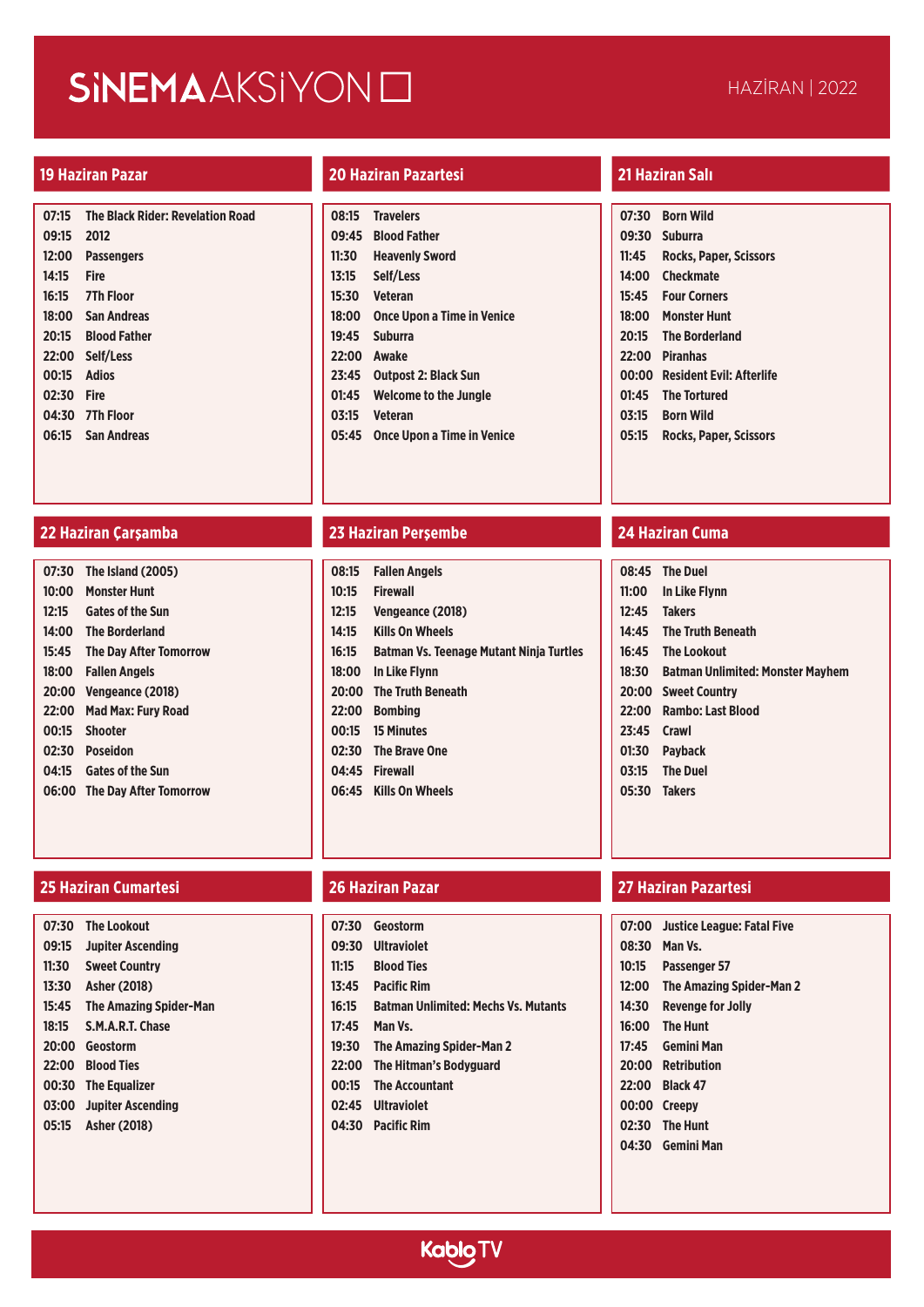# SİNEMA AKSİYON

HAZİRAN | 2022

## 19 Haziran Pazar

| | |
|---|---|
| 07:15 | The Black Rider: Revelation Road |
| 09:15 | 2012 |
| 12:00 | Passengers |
| 14:15 | Fire |
| 16:15 | 7Th Floor |
| 18:00 | San Andreas |
| 20:15 | Blood Father |
| 22:00 | Self/Less |
| 00:15 | Adios |
| 02:30 | Fire |
| 04:30 | 7Th Floor |
| 06:15 | San Andreas |

## 20 Haziran Pazartesi

| | |
|---|---|
| 08:15 | Travelers |
| 09:45 | Blood Father |
| 11:30 | Heavenly Sword |
| 13:15 | Self/Less |
| 15:30 | Veteran |
| 18:00 | Once Upon a Time in Venice |
| 19:45 | Suburra |
| 22:00 | Awake |
| 23:45 | Outpost 2: Black Sun |
| 01:45 | Welcome to the Jungle |
| 03:15 | Veteran |
| 05:45 | Once Upon a Time in Venice |

## 21 Haziran Salı

| | |
|---|---|
| 07:30 | Born Wild |
| 09:30 | Suburra |
| 11:45 | Rocks, Paper, Scissors |
| 14:00 | Checkmate |
| 15:45 | Four Corners |
| 18:00 | Monster Hunt |
| 20:15 | The Borderland |
| 22:00 | Piranhas |
| 00:00 | Resident Evil: Afterlife |
| 01:45 | The Tortured |
| 03:15 | Born Wild |
| 05:15 | Rocks, Paper, Scissors |

## 22 Haziran Çarşamba

| | |
|---|---|
| 07:30 | The Island (2005) |
| 10:00 | Monster Hunt |
| 12:15 | Gates of the Sun |
| 14:00 | The Borderland |
| 15:45 | The Day After Tomorrow |
| 18:00 | Fallen Angels |
| 20:00 | Vengeance (2018) |
| 22:00 | Mad Max: Fury Road |
| 00:15 | Shooter |
| 02:30 | Poseidon |
| 04:15 | Gates of the Sun |
| 06:00 | The Day After Tomorrow |

## 23 Haziran Perşembe

| | |
|---|---|
| 08:15 | Fallen Angels |
| 10:15 | Firewall |
| 12:15 | Vengeance (2018) |
| 14:15 | Kills On Wheels |
| 16:15 | Batman Vs. Teenage Mutant Ninja Turtles |
| 18:00 | In Like Flynn |
| 20:00 | The Truth Beneath |
| 22:00 | Bombing |
| 00:15 | 15 Minutes |
| 02:30 | The Brave One |
| 04:45 | Firewall |
| 06:45 | Kills On Wheels |

## 24 Haziran Cuma

| | |
|---|---|
| 08:45 | The Duel |
| 11:00 | In Like Flynn |
| 12:45 | Takers |
| 14:45 | The Truth Beneath |
| 16:45 | The Lookout |
| 18:30 | Batman Unlimited: Monster Mayhem |
| 20:00 | Sweet Country |
| 22:00 | Rambo: Last Blood |
| 23:45 | Crawl |
| 01:30 | Payback |
| 03:15 | The Duel |
| 05:30 | Takers |

## 25 Haziran Cumartesi

| | |
|---|---|
| 07:30 | The Lookout |
| 09:15 | Jupiter Ascending |
| 11:30 | Sweet Country |
| 13:30 | Asher (2018) |
| 15:45 | The Amazing Spider-Man |
| 18:15 | S.M.A.R.T. Chase |
| 20:00 | Geostorm |
| 22:00 | Blood Ties |
| 00:30 | The Equalizer |
| 03:00 | Jupiter Ascending |
| 05:15 | Asher (2018) |

## 26 Haziran Pazar

| | |
|---|---|
| 07:30 | Geostorm |
| 09:30 | Ultraviolet |
| 11:15 | Blood Ties |
| 13:45 | Pacific Rim |
| 16:15 | Batman Unlimited: Mechs Vs. Mutants |
| 17:45 | Man Vs. |
| 19:30 | The Amazing Spider-Man 2 |
| 22:00 | The Hitman's Bodyguard |
| 00:15 | The Accountant |
| 02:45 | Ultraviolet |
| 04:30 | Pacific Rim |

## 27 Haziran Pazartesi

| | |
|---|---|
| 07:00 | Justice League: Fatal Five |
| 08:30 | Man Vs. |
| 10:15 | Passenger 57 |
| 12:00 | The Amazing Spider-Man 2 |
| 14:30 | Revenge for Jolly |
| 16:00 | The Hunt |
| 17:45 | Gemini Man |
| 20:00 | Retribution |
| 22:00 | Black 47 |
| 00:00 | Creepy |
| 02:30 | The Hunt |
| 04:30 | Gemini Man |

KabloTV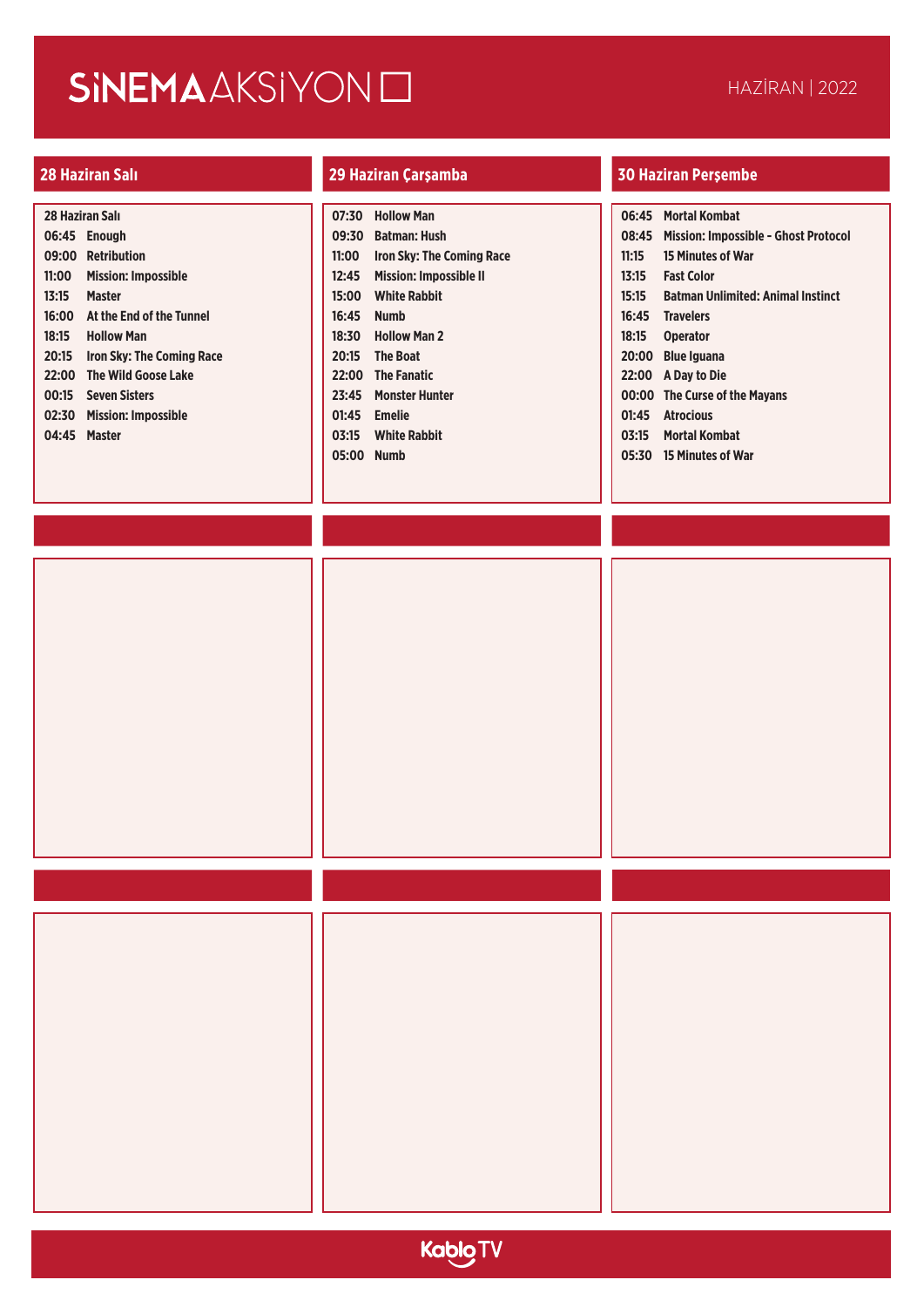# SİNEMAAKSİYON

HAZİRAN | 2022

## 28 Haziran Salı

28 Haziran Salı

| Saat | Film |
|---|---|
| 06:45 | Enough |
| 09:00 | Retribution |
| 11:00 | Mission: Impossible |
| 13:15 | Master |
| 16:00 | At the End of the Tunnel |
| 18:15 | Hollow Man |
| 20:15 | Iron Sky: The Coming Race |
| 22:00 | The Wild Goose Lake |
| 00:15 | Seven Sisters |
| 02:30 | Mission: Impossible |
| 04:45 | Master |

## 29 Haziran Çarşamba

| Saat | Film |
|---|---|
| 07:30 | Hollow Man |
| 09:30 | Batman: Hush |
| 11:00 | Iron Sky: The Coming Race |
| 12:45 | Mission: Impossible II |
| 15:00 | White Rabbit |
| 16:45 | Numb |
| 18:30 | Hollow Man 2 |
| 20:15 | The Boat |
| 22:00 | The Fanatic |
| 23:45 | Monster Hunter |
| 01:45 | Emelie |
| 03:15 | White Rabbit |
| 05:00 | Numb |

## 30 Haziran Perşembe

| Saat | Film |
|---|---|
| 06:45 | Mortal Kombat |
| 08:45 | Mission: Impossible - Ghost Protocol |
| 11:15 | 15 Minutes of War |
| 13:15 | Fast Color |
| 15:15 | Batman Unlimited: Animal Instinct |
| 16:45 | Travelers |
| 18:15 | Operator |
| 20:00 | Blue Iguana |
| 22:00 | A Day to Die |
| 00:00 | The Curse of the Mayans |
| 01:45 | Atrocious |
| 03:15 | Mortal Kombat |
| 05:30 | 15 Minutes of War |

KabloTV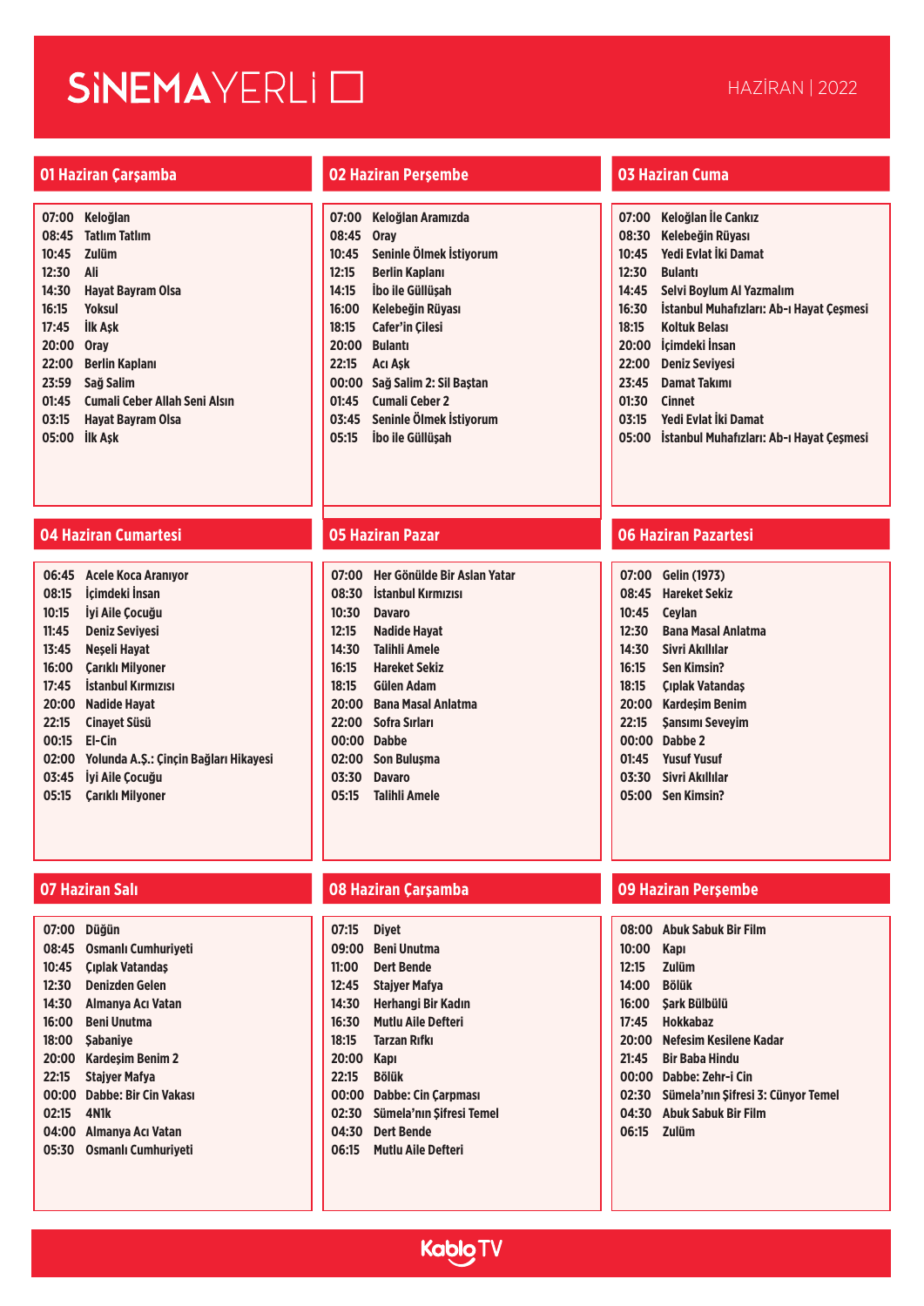# SİNEMAYERLİ

HAZİRAN | 2022

## 01 Haziran Çarşamba

07:00 Keloğlan
08:45 Tatlım Tatlım
10:45 Zulüm
12:30 Ali
14:30 Hayat Bayram Olsa
16:15 Yoksul
17:45 İlk Aşk
20:00 Oray
22:00 Berlin Kaplanı
23:59 Sağ Salim
01:45 Cumali Ceber Allah Seni Alsın
03:15 Hayat Bayram Olsa
05:00 İlk Aşk

## 02 Haziran Perşembe

07:00 Keloğlan Aramızda
08:45 Oray
10:45 Seninle Ölmek İstiyorum
12:15 Berlin Kaplanı
14:15 İbo ile Güllüşah
16:00 Kelebeğin Rüyası
18:15 Cafer'in Çilesi
20:00 Bulantı
22:15 Acı Aşk
00:00 Sağ Salim 2: Sil Baştan
01:45 Cumali Ceber 2
03:45 Seninle Ölmek İstiyorum
05:15 İbo ile Güllüşah

## 03 Haziran Cuma

07:00 Keloğlan İle Cankız
08:30 Kelebeğin Rüyası
10:45 Yedi Evlat İki Damat
12:30 Bulantı
14:45 Selvi Boylum Al Yazmalım
16:30 İstanbul Muhafızları: Ab-ı Hayat Çeşmesi
18:15 Koltuk Belası
20:00 İçimdeki İnsan
22:00 Deniz Seviyesi
23:45 Damat Takımı
01:30 Cinnet
03:15 Yedi Evlat İki Damat
05:00 İstanbul Muhafızları: Ab-ı Hayat Çeşmesi

## 04 Haziran Cumartesi

06:45 Acele Koca Aranıyor
08:15 İçimdeki İnsan
10:15 İyi Aile Çocuğu
11:45 Deniz Seviyesi
13:45 Neşeli Hayat
16:00 Çarıklı Milyoner
17:45 İstanbul Kırmızısı
20:00 Nadide Hayat
22:15 Cinayet Süsü
00:15 El-Cin
02:00 Yolunda A.Ş.: Çinçin Bağları Hikayesi
03:45 İyi Aile Çocuğu
05:15 Çarıklı Milyoner

## 05 Haziran Pazar

07:00 Her Gönülde Bir Aslan Yatar
08:30 İstanbul Kırmızısı
10:30 Davaro
12:15 Nadide Hayat
14:30 Talihli Amele
16:15 Hareket Sekiz
18:15 Gülen Adam
20:00 Bana Masal Anlatma
22:00 Sofra Sırları
00:00 Dabbe
02:00 Son Buluşma
03:30 Davaro
05:15 Talihli Amele

## 06 Haziran Pazartesi

07:00 Gelin (1973)
08:45 Hareket Sekiz
10:45 Ceylan
12:30 Bana Masal Anlatma
14:30 Sivri Akıllılar
16:15 Sen Kimsin?
18:15 Çıplak Vatandaş
20:00 Kardeşim Benim
22:15 Şansımı Seveyim
00:00 Dabbe 2
01:45 Yusuf Yusuf
03:30 Sivri Akıllılar
05:00 Sen Kimsin?

## 07 Haziran Salı

07:00 Düğün
08:45 Osmanlı Cumhuriyeti
10:45 Çıplak Vatandaş
12:30 Denizden Gelen
14:30 Almanya Acı Vatan
16:00 Beni Unutma
18:00 Şabaniye
20:00 Kardeşim Benim 2
22:15 Stajyer Mafya
00:00 Dabbe: Bir Cin Vakası
02:15 4N1k
04:00 Almanya Acı Vatan
05:30 Osmanlı Cumhuriyeti

## 08 Haziran Çarşamba

07:15 Diyet
09:00 Beni Unutma
11:00 Dert Bende
12:45 Stajyer Mafya
14:30 Herhangi Bir Kadın
16:30 Mutlu Aile Defteri
18:15 Tarzan Rıfkı
20:00 Kapı
22:15 Bölük
00:00 Dabbe: Cin Çarpması
02:30 Sümela'nın Şifresi Temel
04:30 Dert Bende
06:15 Mutlu Aile Defteri

## 09 Haziran Perşembe

08:00 Abuk Sabuk Bir Film
10:00 Kapı
12:15 Zulüm
14:00 Bölük
16:00 Şark Bülbülü
17:45 Hokkabaz
20:00 Nefesim Kesilene Kadar
21:45 Bir Baba Hindu
00:00 Dabbe: Zehr-i Cin
02:30 Sümela'nın Şifresi 3: Cünyor Temel
04:30 Abuk Sabuk Bir Film
06:15 Zulüm

KabloTV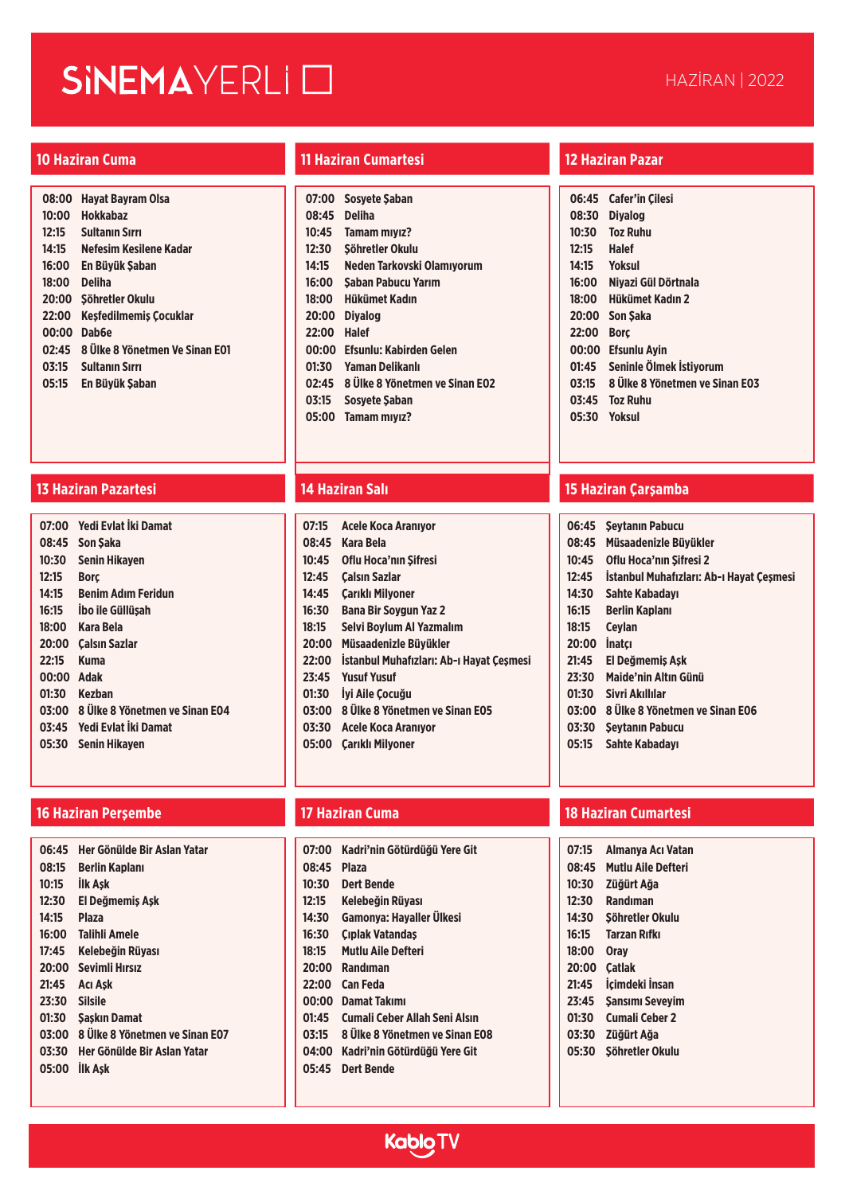# SİNEMAYERLİ

HAZİRAN | 2022

## 10 Haziran Cuma

| | |
|---|---|
| 08:00 | Hayat Bayram Olsa |
| 10:00 | Hokkabaz |
| 12:15 | Sultanın Sırrı |
| 14:15 | Nefesim Kesilene Kadar |
| 16:00 | En Büyük Şaban |
| 18:00 | Deliha |
| 20:00 | Şöhretler Okulu |
| 22:00 | Keşfedilmemiş Çocuklar |
| 00:00 | Dab6e |
| 02:45 | 8 Ülke 8 Yönetmen Ve Sinan E01 |
| 03:15 | Sultanın Sırrı |
| 05:15 | En Büyük Şaban |

## 11 Haziran Cumartesi

| | |
|---|---|
| 07:00 | Sosyete Şaban |
| 08:45 | Deliha |
| 10:45 | Tamam mıyız? |
| 12:30 | Şöhretler Okulu |
| 14:15 | Neden Tarkovski Olamıyorum |
| 16:00 | Şaban Pabucu Yarım |
| 18:00 | Hükümet Kadın |
| 20:00 | Diyalog |
| 22:00 | Halef |
| 00:00 | Efsunlu: Kabirden Gelen |
| 01:30 | Yaman Delikanlı |
| 02:45 | 8 Ülke 8 Yönetmen ve Sinan E02 |
| 03:15 | Sosyete Şaban |
| 05:00 | Tamam mıyız? |

## 12 Haziran Pazar

| | |
|---|---|
| 06:45 | Cafer'in Çilesi |
| 08:30 | Diyalog |
| 10:30 | Toz Ruhu |
| 12:15 | Halef |
| 14:15 | Yoksul |
| 16:00 | Niyazi Gül Dörtnala |
| 18:00 | Hükümet Kadın 2 |
| 20:00 | Son Şaka |
| 22:00 | Borç |
| 00:00 | Efsunlu Ayin |
| 01:45 | Seninle Ölmek İstiyorum |
| 03:15 | 8 Ülke 8 Yönetmen ve Sinan E03 |
| 03:45 | Toz Ruhu |
| 05:30 | Yoksul |

## 13 Haziran Pazartesi

| | |
|---|---|
| 07:00 | Yedi Evlat İki Damat |
| 08:45 | Son Şaka |
| 10:30 | Senin Hikayen |
| 12:15 | Borç |
| 14:15 | Benim Adım Feridun |
| 16:15 | İbo ile Güllüşah |
| 18:00 | Kara Bela |
| 20:00 | Çalsın Sazlar |
| 22:15 | Kuma |
| 00:00 | Adak |
| 01:30 | Kezban |
| 03:00 | 8 Ülke 8 Yönetmen ve Sinan E04 |
| 03:45 | Yedi Evlat İki Damat |
| 05:30 | Senin Hikayen |

## 14 Haziran Salı

| | |
|---|---|
| 07:15 | Acele Koca Aranıyor |
| 08:45 | Kara Bela |
| 10:45 | Oflu Hoca'nın Şifresi |
| 12:45 | Çalsın Sazlar |
| 14:45 | Çarıklı Milyoner |
| 16:30 | Bana Bir Soygun Yaz 2 |
| 18:15 | Selvi Boylum Al Yazmalım |
| 20:00 | Müsaadenizle Büyükler |
| 22:00 | İstanbul Muhafızları: Ab-ı Hayat Çeşmesi |
| 23:45 | Yusuf Yusuf |
| 01:30 | İyi Aile Çocuğu |
| 03:00 | 8 Ülke 8 Yönetmen ve Sinan E05 |
| 03:30 | Acele Koca Aranıyor |
| 05:00 | Çarıklı Milyoner |

## 15 Haziran Çarşamba

| | |
|---|---|
| 06:45 | Şeytanın Pabucu |
| 08:45 | Müsaadenizle Büyükler |
| 10:45 | Oflu Hoca'nın Şifresi 2 |
| 12:45 | İstanbul Muhafızları: Ab-ı Hayat Çeşmesi |
| 14:30 | Sahte Kabadayı |
| 16:15 | Berlin Kaplanı |
| 18:15 | Ceylan |
| 20:00 | İnatçı |
| 21:45 | El Değmemiş Aşk |
| 23:30 | Maide'nin Altın Günü |
| 01:30 | Sivri Akıllılar |
| 03:00 | 8 Ülke 8 Yönetmen ve Sinan E06 |
| 03:30 | Şeytanın Pabucu |
| 05:15 | Sahte Kabadayı |

## 16 Haziran Perşembe

| | |
|---|---|
| 06:45 | Her Gönülde Bir Aslan Yatar |
| 08:15 | Berlin Kaplanı |
| 10:15 | İlk Aşk |
| 12:30 | El Değmemiş Aşk |
| 14:15 | Plaza |
| 16:00 | Talihli Amele |
| 17:45 | Kelebeğin Rüyası |
| 20:00 | Sevimli Hırsız |
| 21:45 | Acı Aşk |
| 23:30 | Silsile |
| 01:30 | Şaşkın Damat |
| 03:00 | 8 Ülke 8 Yönetmen ve Sinan E07 |
| 03:30 | Her Gönülde Bir Aslan Yatar |
| 05:00 | İlk Aşk |

## 17 Haziran Cuma

| | |
|---|---|
| 07:00 | Kadri'nin Götürdüğü Yere Git |
| 08:45 | Plaza |
| 10:30 | Dert Bende |
| 12:15 | Kelebeğin Rüyası |
| 14:30 | Gamonya: Hayaller Ülkesi |
| 16:30 | Çıplak Vatandaş |
| 18:15 | Mutlu Aile Defteri |
| 20:00 | Randıman |
| 22:00 | Can Feda |
| 00:00 | Damat Takımı |
| 01:45 | Cumali Ceber Allah Seni Alsın |
| 03:15 | 8 Ülke 8 Yönetmen ve Sinan E08 |
| 04:00 | Kadri'nin Götürdüğü Yere Git |
| 05:45 | Dert Bende |

## 18 Haziran Cumartesi

| | |
|---|---|
| 07:15 | Almanya Acı Vatan |
| 08:45 | Mutlu Aile Defteri |
| 10:30 | Züğürt Ağa |
| 12:30 | Randıman |
| 14:30 | Şöhretler Okulu |
| 16:15 | Tarzan Rıfkı |
| 18:00 | Oray |
| 20:00 | Çatlak |
| 21:45 | İçimdeki İnsan |
| 23:45 | Şansımı Seveyim |
| 01:30 | Cumali Ceber 2 |
| 03:30 | Züğürt Ağa |
| 05:30 | Şöhretler Okulu |

Kablo TV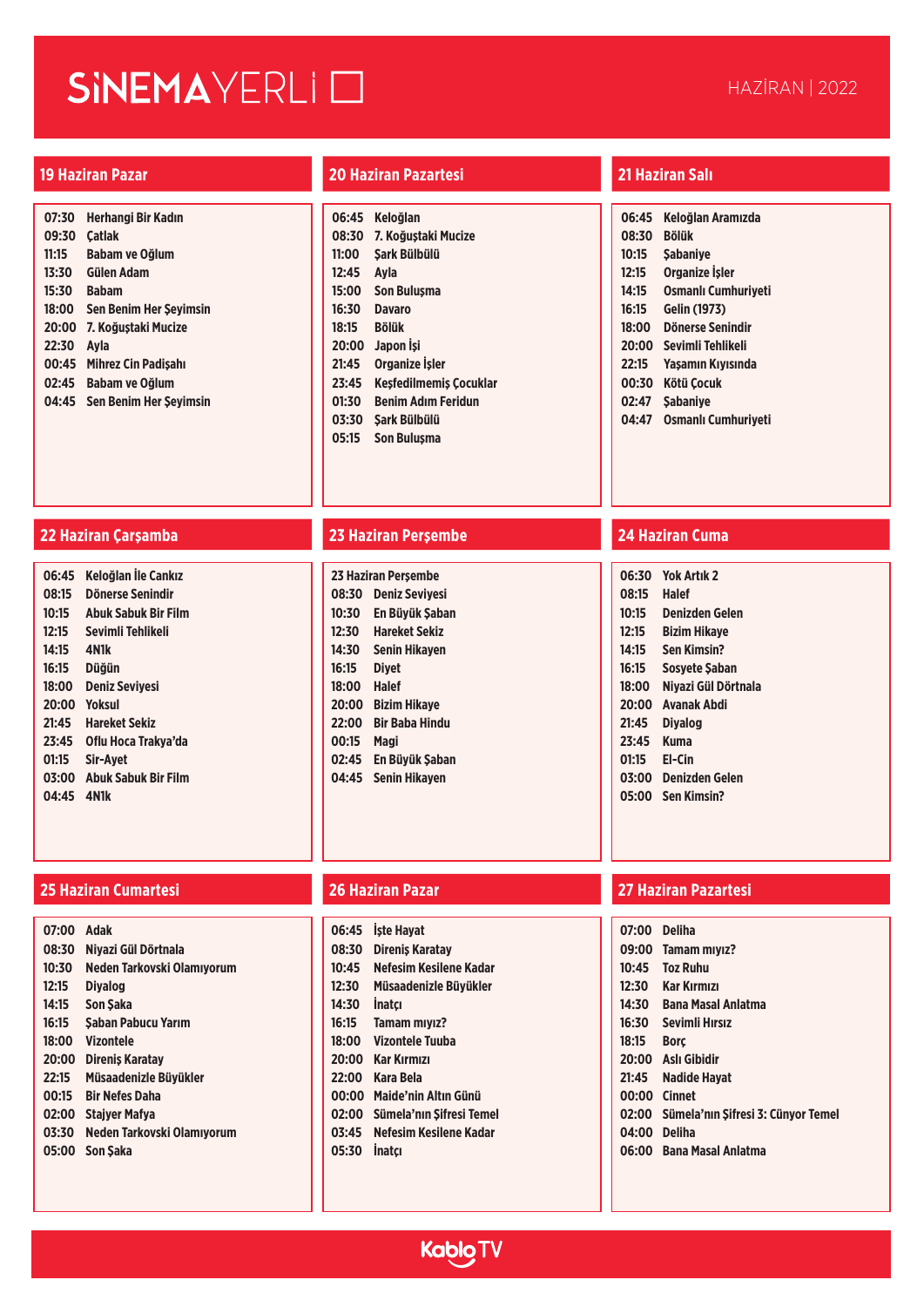# SİNEMAYERLİ

HAZİRAN | 2022

## 19 Haziran Pazar

- 07:30 Herhangi Bir Kadın
- 09:30 Çatlak
- 11:15 Babam ve Oğlum
- 13:30 Gülen Adam
- 15:30 Babam
- 18:00 Sen Benim Her Şeyimsin
- 20:00 7. Koğuştaki Mucize
- 22:30 Ayla
- 00:45 Mihrez Cin Padişahı
- 02:45 Babam ve Oğlum
- 04:45 Sen Benim Her Şeyimsin

## 20 Haziran Pazartesi

- 06:45 Keloğlan
- 08:30 7. Koğuştaki Mucize
- 11:00 Şark Bülbülü
- 12:45 Ayla
- 15:00 Son Buluşma
- 16:30 Davaro
- 18:15 Bölük
- 20:00 Japon İşi
- 21:45 Organize İşler
- 23:45 Keşfedilmemiş Çocuklar
- 01:30 Benim Adım Feridun
- 03:30 Şark Bülbülü
- 05:15 Son Buluşma

## 21 Haziran Salı

- 06:45 Keloğlan Aramızda
- 08:30 Bölük
- 10:15 Şabaniye
- 12:15 Organize İşler
- 14:15 Osmanlı Cumhuriyeti
- 16:15 Gelin (1973)
- 18:00 Dönerse Senindir
- 20:00 Sevimli Tehlikeli
- 22:15 Yaşamın Kıyısında
- 00:30 Kötü Çocuk
- 02:47 Şabaniye
- 04:47 Osmanlı Cumhuriyeti

## 22 Haziran Çarşamba

- 06:45 Keloğlan İle Cankız
- 08:15 Dönerse Senindir
- 10:15 Abuk Sabuk Bir Film
- 12:15 Sevimli Tehlikeli
- 14:15 4N1k
- 16:15 Düğün
- 18:00 Deniz Seviyesi
- 20:00 Yoksul
- 21:45 Hareket Sekiz
- 23:45 Oflu Hoca Trakya'da
- 01:15 Sir-Ayet
- 03:00 Abuk Sabuk Bir Film
- 04:45 4N1k

## 23 Haziran Perşembe

- 23 Haziran Perşembe
- 08:30 Deniz Seviyesi
- 10:30 En Büyük Şaban
- 12:30 Hareket Sekiz
- 14:30 Senin Hikayen
- 16:15 Diyet
- 18:00 Halef
- 20:00 Bizim Hikaye
- 22:00 Bir Baba Hindu
- 00:15 Magi
- 02:45 En Büyük Şaban
- 04:45 Senin Hikayen

## 24 Haziran Cuma

- 06:30 Yok Artık 2
- 08:15 Halef
- 10:15 Denizden Gelen
- 12:15 Bizim Hikaye
- 14:15 Sen Kimsin?
- 16:15 Sosyete Şaban
- 18:00 Niyazi Gül Dörtnala
- 20:00 Avanak Abdi
- 21:45 Diyalog
- 23:45 Kuma
- 01:15 El-Cin
- 03:00 Denizden Gelen
- 05:00 Sen Kimsin?

## 25 Haziran Cumartesi

- 07:00 Adak
- 08:30 Niyazi Gül Dörtnala
- 10:30 Neden Tarkovski Olamıyorum
- 12:15 Diyalog
- 14:15 Son Şaka
- 16:15 Şaban Pabucu Yarım
- 18:00 Vizontele
- 20:00 Direniş Karatay
- 22:15 Müsaadenizle Büyükler
- 00:15 Bir Nefes Daha
- 02:00 Stajyer Mafya
- 03:30 Neden Tarkovski Olamıyorum
- 05:00 Son Şaka

## 26 Haziran Pazar

- 06:45 İşte Hayat
- 08:30 Direniş Karatay
- 10:45 Nefesim Kesilene Kadar
- 12:30 Müsaadenizle Büyükler
- 14:30 İnatçı
- 16:15 Tamam mıyız?
- 18:00 Vizontele Tuuba
- 20:00 Kar Kırmızı
- 22:00 Kara Bela
- 00:00 Maide'nin Altın Günü
- 02:00 Sümela'nın Şifresi Temel
- 03:45 Nefesim Kesilene Kadar
- 05:30 İnatçı

## 27 Haziran Pazartesi

- 07:00 Deliha
- 09:00 Tamam mıyız?
- 10:45 Toz Ruhu
- 12:30 Kar Kırmızı
- 14:30 Bana Masal Anlatma
- 16:30 Sevimli Hırsız
- 18:15 Borç
- 20:00 Aslı Gibidir
- 21:45 Nadide Hayat
- 00:00 Cinnet
- 02:00 Sümela'nın Şifresi 3: Cünyor Temel
- 04:00 Deliha
- 06:00 Bana Masal Anlatma

Kablo TV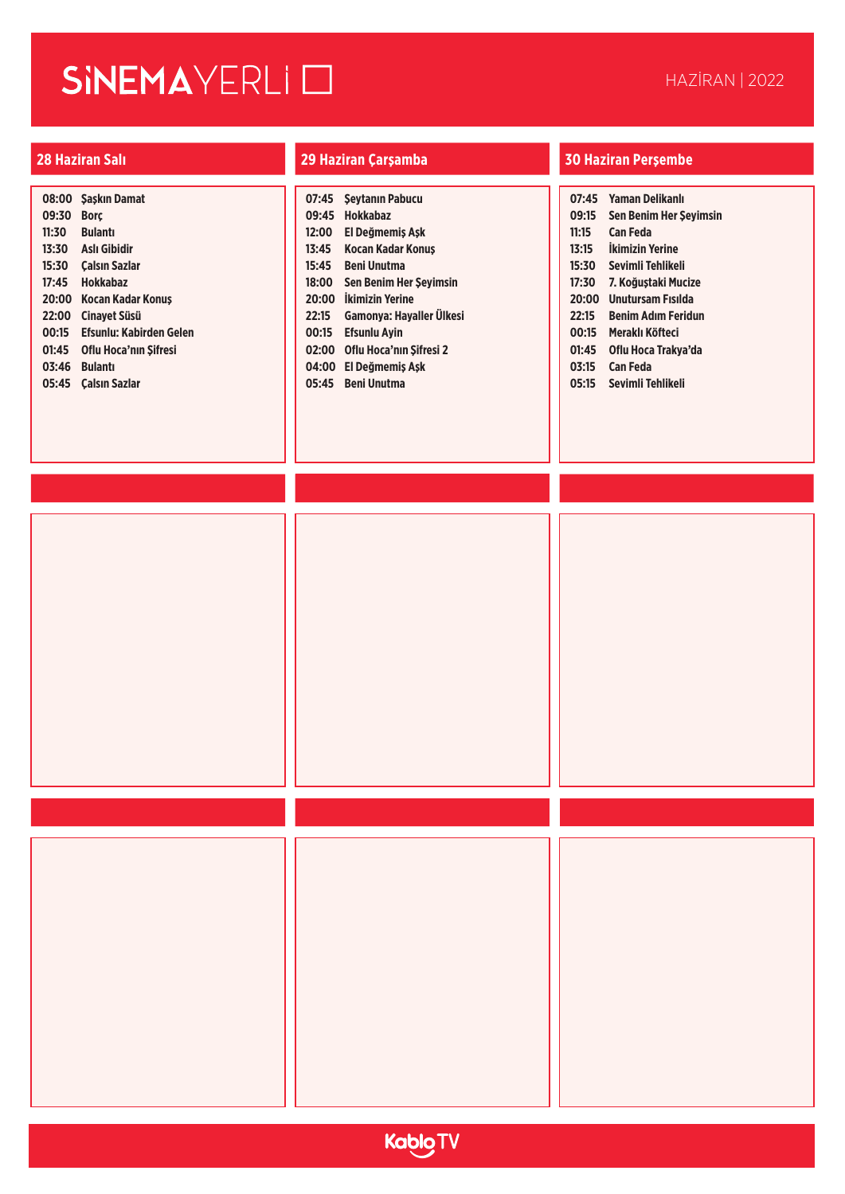# SİNEMAYERLİ

HAZİRAN | 2022

## 28 Haziran Salı

| | |
|---|---|
| 08:00 | Şaşkın Damat |
| 09:30 | Borç |
| 11:30 | Bulantı |
| 13:30 | Aslı Gibidir |
| 15:30 | Çalsın Sazlar |
| 17:45 | Hokkabaz |
| 20:00 | Kocan Kadar Konuş |
| 22:00 | Cinayet Süsü |
| 00:15 | Efsunlu: Kabirden Gelen |
| 01:45 | Oflu Hoca'nın Şifresi |
| 03:46 | Bulantı |
| 05:45 | Çalsın Sazlar |

## 29 Haziran Çarşamba

| | |
|---|---|
| 07:45 | Şeytanın Pabucu |
| 09:45 | Hokkabaz |
| 12:00 | El Değmemiş Aşk |
| 13:45 | Kocan Kadar Konuş |
| 15:45 | Beni Unutma |
| 18:00 | Sen Benim Her Şeyimsin |
| 20:00 | İkimizin Yerine |
| 22:15 | Gamonya: Hayaller Ülkesi |
| 00:15 | Efsunlu Ayin |
| 02:00 | Oflu Hoca'nın Şifresi 2 |
| 04:00 | El Değmemiş Aşk |
| 05:45 | Beni Unutma |

## 30 Haziran Perşembe

| | |
|---|---|
| 07:45 | Yaman Delikanlı |
| 09:15 | Sen Benim Her Şeyimsin |
| 11:15 | Can Feda |
| 13:15 | İkimizin Yerine |
| 15:30 | Sevimli Tehlikeli |
| 17:30 | 7. Koğuştaki Mucize |
| 20:00 | Unutursam Fısılda |
| 22:15 | Benim Adım Feridun |
| 00:15 | Meraklı Köfteci |
| 01:45 | Oflu Hoca Trakya'da |
| 03:15 | Can Feda |
| 05:15 | Sevimli Tehlikeli |

KabloTV